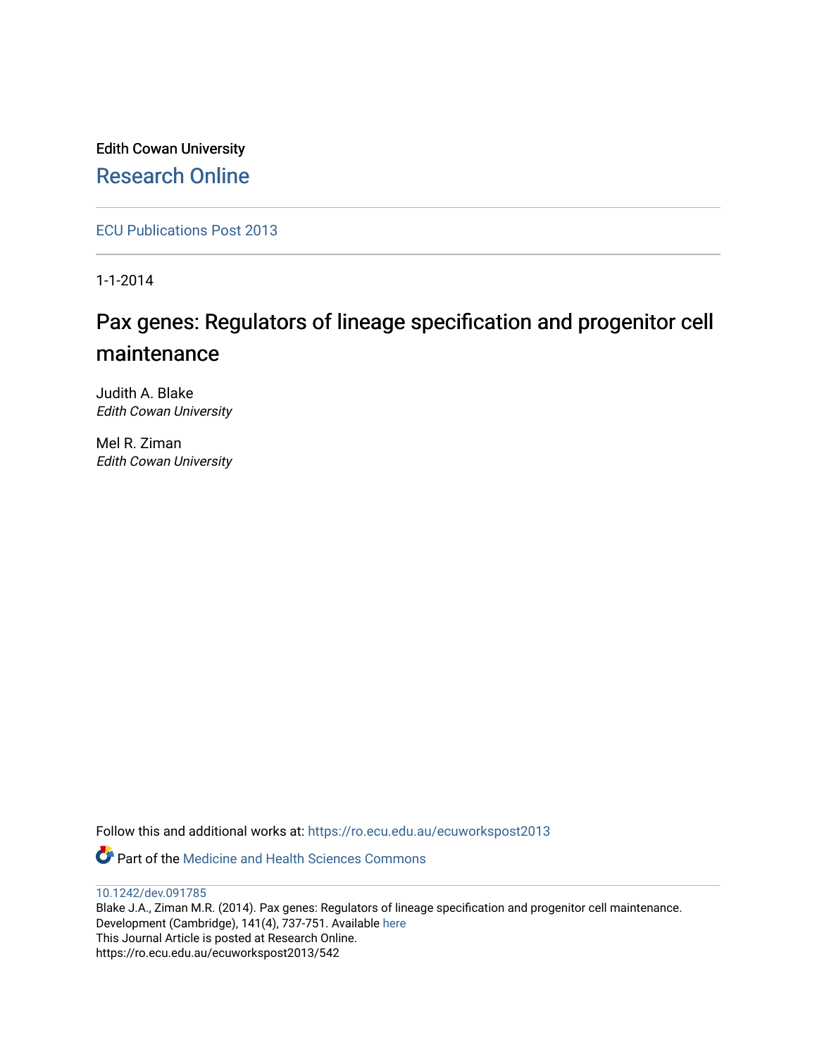Edith Cowan University

Research Online

ECU Publications Post 2013

1-1-2014

# Pax genes: Regulators of lineage specification and progenitor cell maintenance

Judith A. Blake
*Edith Cowan University*

Mel R. Ziman
*Edith Cowan University*

Follow this and additional works at: https://ro.ecu.edu.au/ecuworkspost2013

Part of the Medicine and Health Sciences Commons

10.1242/dev.091785

Blake J.A., Ziman M.R. (2014). Pax genes: Regulators of lineage specification and progenitor cell maintenance. Development (Cambridge), 141(4), 737-751. Available here

This Journal Article is posted at Research Online.

https://ro.ecu.edu.au/ecuworkspost2013/542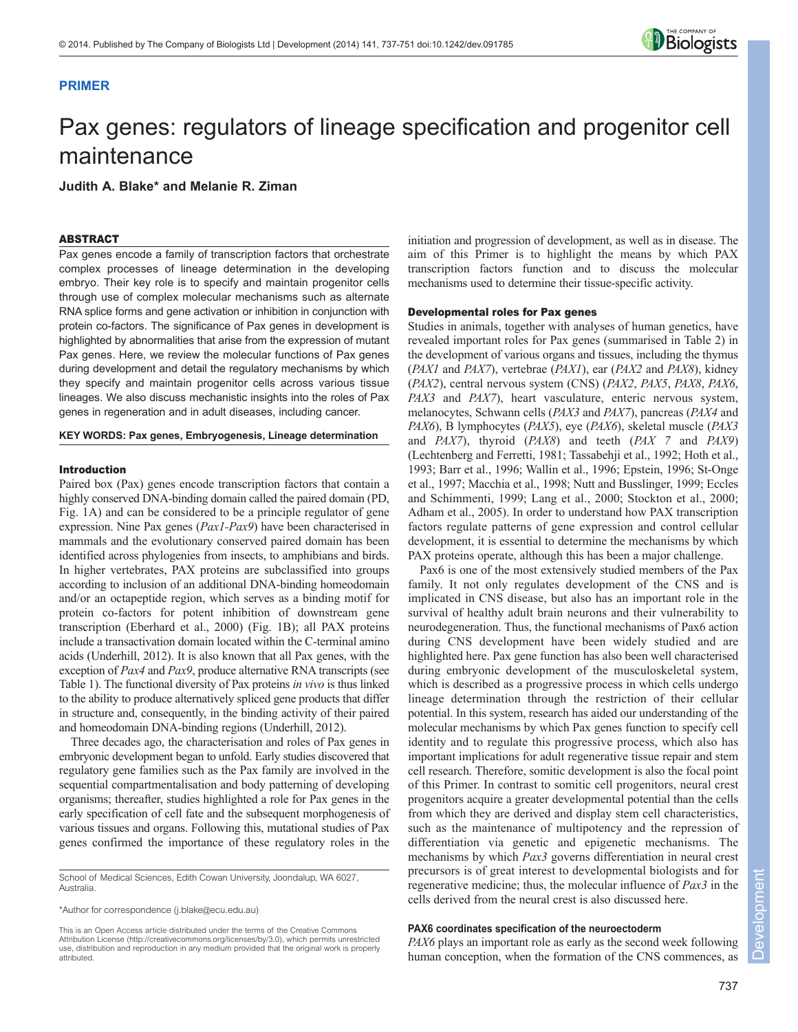PRIMER

# Pax genes: regulators of lineage specification and progenitor cell maintenance

**Judith A. Blake* and Melanie R. Ziman**

## ABSTRACT

Pax genes encode a family of transcription factors that orchestrate complex processes of lineage determination in the developing embryo. Their key role is to specify and maintain progenitor cells through use of complex molecular mechanisms such as alternate RNA splice forms and gene activation or inhibition in conjunction with protein co-factors. The significance of Pax genes in development is highlighted by abnormalities that arise from the expression of mutant Pax genes. Here, we review the molecular functions of Pax genes during development and detail the regulatory mechanisms by which they specify and maintain progenitor cells across various tissue lineages. We also discuss mechanistic insights into the roles of Pax genes in regeneration and in adult diseases, including cancer.

**KEY WORDS: Pax genes, Embryogenesis, Lineage determination**

## Introduction

Paired box (Pax) genes encode transcription factors that contain a highly conserved DNA-binding domain called the paired domain (PD, Fig. 1A) and can be considered to be a principle regulator of gene expression. Nine Pax genes (*Pax1-Pax9*) have been characterised in mammals and the evolutionary conserved paired domain has been identified across phylogenies from insects, to amphibians and birds. In higher vertebrates, PAX proteins are subclassified into groups according to inclusion of an additional DNA-binding homeodomain and/or an octapeptide region, which serves as a binding motif for protein co-factors for potent inhibition of downstream gene transcription (Eberhard et al., 2000) (Fig. 1B); all PAX proteins include a transactivation domain located within the C-terminal amino acids (Underhill, 2012). It is also known that all Pax genes, with the exception of *Pax4* and *Pax9*, produce alternative RNA transcripts (see Table 1). The functional diversity of Pax proteins *in vivo* is thus linked to the ability to produce alternatively spliced gene products that differ in structure and, consequently, in the binding activity of their paired and homeodomain DNA-binding regions (Underhill, 2012).

Three decades ago, the characterisation and roles of Pax genes in embryonic development began to unfold. Early studies discovered that regulatory gene families such as the Pax family are involved in the sequential compartmentalisation and body patterning of developing organisms; thereafter, studies highlighted a role for Pax genes in the early specification of cell fate and the subsequent morphogenesis of various tissues and organs. Following this, mutational studies of Pax genes confirmed the importance of these regulatory roles in the initiation and progression of development, as well as in disease. The aim of this Primer is to highlight the means by which PAX transcription factors function and to discuss the molecular mechanisms used to determine their tissue-specific activity.

School of Medical Sciences, Edith Cowan University, Joondalup, WA 6027, Australia.

*Author for correspondence (j.blake@ecu.edu.au)

This is an Open Access article distributed under the terms of the Creative Commons Attribution License (http://creativecommons.org/licenses/by/3.0), which permits unrestricted use, distribution and reproduction in any medium provided that the original work is properly attributed.

### Developmental roles for Pax genes

Studies in animals, together with analyses of human genetics, have revealed important roles for Pax genes (summarised in Table 2) in the development of various organs and tissues, including the thymus (*PAX1* and *PAX7*), vertebrae (*PAX1*), ear (*PAX2* and *PAX8*), kidney (*PAX2*), central nervous system (CNS) (*PAX2*, *PAX5*, *PAX8*, *PAX6*, *PAX3* and *PAX7*), heart vasculature, enteric nervous system, melanocytes, Schwann cells (*PAX3* and *PAX7*), pancreas (*PAX4* and *PAX6*), B lymphocytes (*PAX5*), eye (*PAX6*), skeletal muscle (*PAX3* and *PAX7*), thyroid (*PAX8*) and teeth (*PAX 7* and *PAX9*) (Lechtenberg and Ferretti, 1981; Tassabehji et al., 1992; Hoth et al., 1993; Barr et al., 1996; Wallin et al., 1996; Epstein, 1996; St-Onge et al., 1997; Macchia et al., 1998; Nutt and Busslinger, 1999; Eccles and Schimmenti, 1999; Lang et al., 2000; Stockton et al., 2000; Adham et al., 2005). In order to understand how PAX transcription factors regulate patterns of gene expression and control cellular development, it is essential to determine the mechanisms by which PAX proteins operate, although this has been a major challenge.

Pax6 is one of the most extensively studied members of the Pax family. It not only regulates development of the CNS and is implicated in CNS disease, but also has an important role in the survival of healthy adult brain neurons and their vulnerability to neurodegeneration. Thus, the functional mechanisms of Pax6 action during CNS development have been widely studied and are highlighted here. Pax gene function has also been well characterised during embryonic development of the musculoskeletal system, which is described as a progressive process in which cells undergo lineage determination through the restriction of their cellular potential. In this system, research has aided our understanding of the molecular mechanisms by which Pax genes function to specify cell identity and to regulate this progressive process, which also has important implications for adult regenerative tissue repair and stem cell research. Therefore, somitic development is also the focal point of this Primer. In contrast to somitic cell progenitors, neural crest progenitors acquire a greater developmental potential than the cells from which they are derived and display stem cell characteristics, such as the maintenance of multipotency and the repression of differentiation via genetic and epigenetic mechanisms. The mechanisms by which *Pax3* governs differentiation in neural crest precursors is of great interest to developmental biologists and for regenerative medicine; thus, the molecular influence of *Pax3* in the cells derived from the neural crest is also discussed here.

#### PAX6 coordinates specification of the neuroectoderm

*PAX6* plays an important role as early as the second week following human conception, when the formation of the CNS commences, as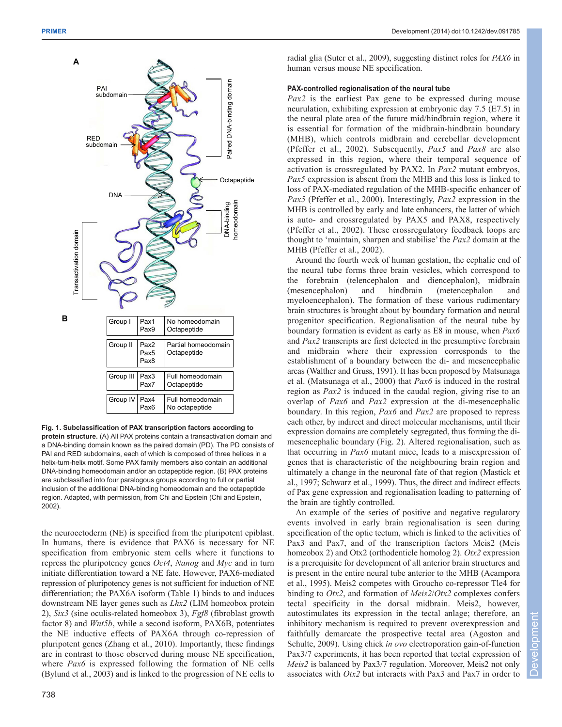| Group I | Pax1<br>Pax9 | No homeodomain<br>Octapeptide |
| --- | --- | --- |
| Group II | Pax2<br>Pax5<br>Pax8 | Partial homeodomain<br>Octapeptide |
| Group III | Pax3<br>Pax7 | Full homeodomain<br>Octapeptide |
| Group IV | Pax4<br>Pax6 | Full homeodomain<br>No octapeptide |

**Fig. 1. Subclassification of PAX transcription factors according to protein structure.** (A) All PAX proteins contain a transactivation domain and a DNA-binding domain known as the paired domain (PD). The PD consists of PAI and RED subdomains, each of which is composed of three helices in a helix-turn-helix motif. Some PAX family members also contain an additional DNA-binding homeodomain and/or an octapeptide region. (B) PAX proteins are subclassified into four paralogous groups according to full or partial inclusion of the additional DNA-binding homeodomain and the octapeptide region. Adapted, with permission, from Chi and Epstein (Chi and Epstein, 2002).

the neuroectoderm (NE) is specified from the pluripotent epiblast. In humans, there is evidence that PAX6 is necessary for NE specification from embryonic stem cells where it functions to repress the pluripotency genes *Oct4*, *Nanog* and *Myc* and in turn initiate differentiation toward a NE fate. However, PAX6-mediated repression of pluripotency genes is not sufficient for induction of NE differentiation; the PAX6A isoform (Table 1) binds to and induces downstream NE layer genes such as *Lhx2* (LIM homeobox protein 2), *Six3* (sine oculis-related homeobox 3), *Fgf8* (fibroblast growth factor 8) and *Wnt5b*, while a second isoform, PAX6B, potentiates the NE inductive effects of PAX6A through co-repression of pluripotent genes (Zhang et al., 2010). Importantly, these findings are in contrast to those observed during mouse NE specification, where *Pax6* is expressed following the formation of NE cells (Bylund et al., 2003) and is linked to the progression of NE cells to radial glia (Suter et al., 2009), suggesting distinct roles for *PAX6* in human versus mouse NE specification.

### PAX-controlled regionalisation of the neural tube

*Pax2* is the earliest Pax gene to be expressed during mouse neurulation, exhibiting expression at embryonic day 7.5 (E7.5) in the neural plate area of the future mid/hindbrain region, where it is essential for formation of the midbrain-hindbrain boundary (MHB), which controls midbrain and cerebellar development (Pfeffer et al., 2002). Subsequently, *Pax5* and *Pax8* are also expressed in this region, where their temporal sequence of activation is crossregulated by PAX2. In *Pax2* mutant embryos, *Pax5* expression is absent from the MHB and this loss is linked to loss of PAX-mediated regulation of the MHB-specific enhancer of *Pax5* (Pfeffer et al., 2000). Interestingly, *Pax2* expression in the MHB is controlled by early and late enhancers, the latter of which is auto- and crossregulated by PAX5 and PAX8, respectively (Pfeffer et al., 2002). These crossregulatory feedback loops are thought to 'maintain, sharpen and stabilise' the *Pax2* domain at the MHB (Pfeffer et al., 2002).

Around the fourth week of human gestation, the cephalic end of the neural tube forms three brain vesicles, which correspond to the forebrain (telencephalon and diencephalon), midbrain (mesencephalon) and hindbrain (metencephalon and myeloencephalon). The formation of these various rudimentary brain structures is brought about by boundary formation and neural progenitor specification. Regionalisation of the neural tube by boundary formation is evident as early as E8 in mouse, when *Pax6* and *Pax2* transcripts are first detected in the presumptive forebrain and midbrain where their expression corresponds to the establishment of a boundary between the di- and mesencephalic areas (Walther and Gruss, 1991). It has been proposed by Matsunaga et al. (Matsunaga et al., 2000) that *Pax6* is induced in the rostral region as *Pax2* is induced in the caudal region, giving rise to an overlap of *Pax6* and *Pax2* expression at the di-mesencephalic boundary. In this region, *Pax6* and *Pax2* are proposed to repress each other, by indirect and direct molecular mechanisms, until their expression domains are completely segregated, thus forming the di-mesencephalic boundary (Fig. 2). Altered regionalisation, such as that occurring in *Pax6* mutant mice, leads to a misexpression of genes that is characteristic of the neighbouring brain region and ultimately a change in the neuronal fate of that region (Mastick et al., 1997; Schwarz et al., 1999). Thus, the direct and indirect effects of Pax gene expression and regionalisation leading to patterning of the brain are tightly controlled.

An example of the series of positive and negative regulatory events involved in early brain regionalisation is seen during specification of the optic tectum, which is linked to the activities of Pax3 and Pax7, and of the transcription factors Meis2 (Meis homeobox 2) and Otx2 (orthodenticle homolog 2). *Otx2* expression is a prerequisite for development of all anterior brain structures and is present in the entire neural tube anterior to the MHB (Acampora et al., 1995). Meis2 competes with Groucho co-repressor Tle4 for binding to *Otx2*, and formation of *Meis2*/*Otx2* complexes confers tectal specificity in the dorsal midbrain. Meis2, however, autostimulates its expression in the tectal anlage; therefore, an inhibitory mechanism is required to prevent overexpression and faithfully demarcate the prospective tectal area (Agoston and Schulte, 2009). Using chick *in ovo* electroporation gain-of-function Pax3/7 experiments, it has been reported that tectal expression of *Meis2* is balanced by Pax3/7 regulation. Moreover, Meis2 not only associates with *Otx2* but interacts with Pax3 and Pax7 in order to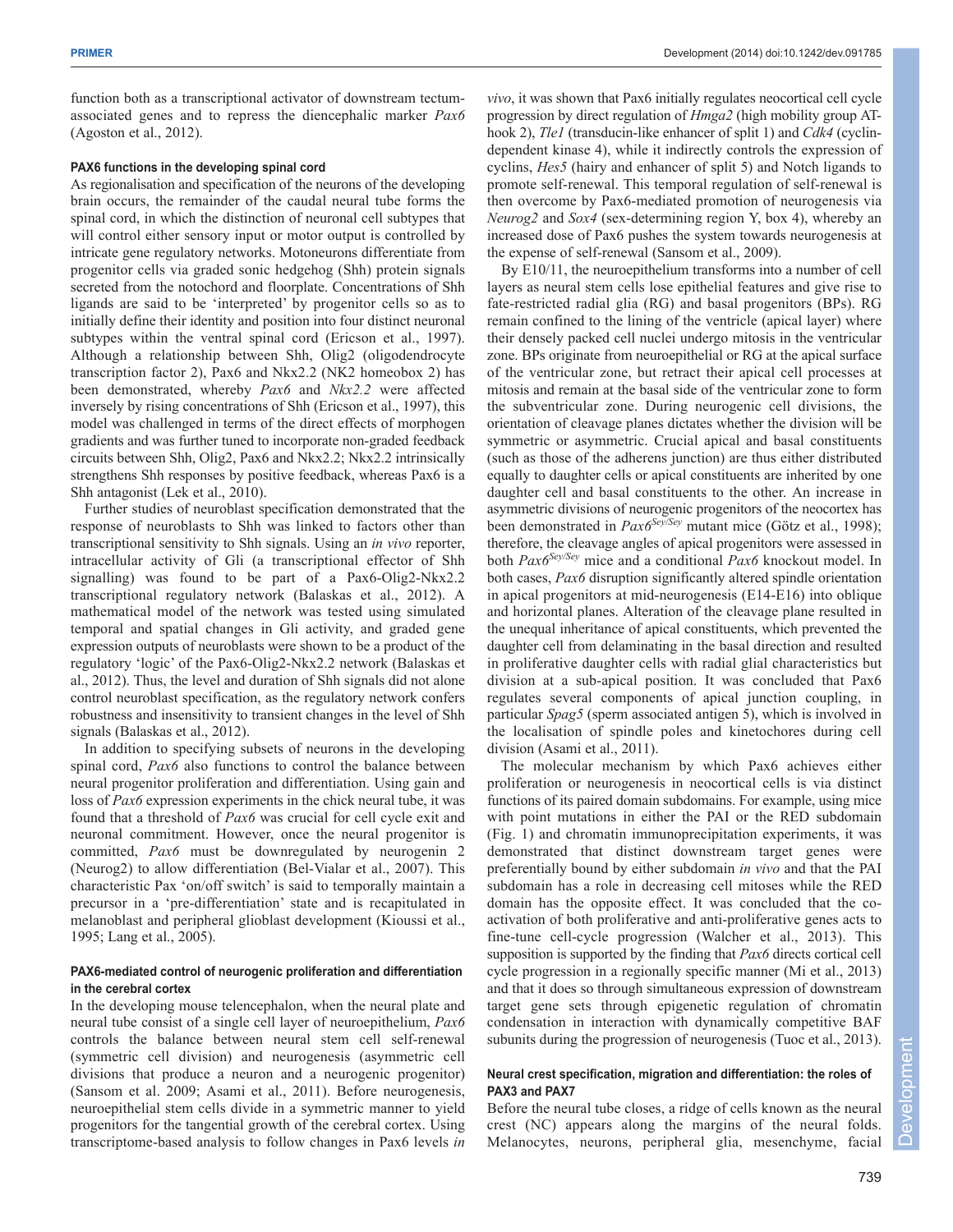function both as a transcriptional activator of downstream tectum-associated genes and to repress the diencephalic marker *Pax6* (Agoston et al., 2012).

### PAX6 functions in the developing spinal cord

As regionalisation and specification of the neurons of the developing brain occurs, the remainder of the caudal neural tube forms the spinal cord, in which the distinction of neuronal cell subtypes that will control either sensory input or motor output is controlled by intricate gene regulatory networks. Motoneurons differentiate from progenitor cells via graded sonic hedgehog (Shh) protein signals secreted from the notochord and floorplate. Concentrations of Shh ligands are said to be 'interpreted' by progenitor cells so as to initially define their identity and position into four distinct neuronal subtypes within the ventral spinal cord (Ericson et al., 1997). Although a relationship between Shh, Olig2 (oligodendrocyte transcription factor 2), Pax6 and Nkx2.2 (NK2 homeobox 2) has been demonstrated, whereby *Pax6* and *Nkx2.2* were affected inversely by rising concentrations of Shh (Ericson et al., 1997), this model was challenged in terms of the direct effects of morphogen gradients and was further tuned to incorporate non-graded feedback circuits between Shh, Olig2, Pax6 and Nkx2.2; Nkx2.2 intrinsically strengthens Shh responses by positive feedback, whereas Pax6 is a Shh antagonist (Lek et al., 2010).

Further studies of neuroblast specification demonstrated that the response of neuroblasts to Shh was linked to factors other than transcriptional sensitivity to Shh signals. Using an *in vivo* reporter, intracellular activity of Gli (a transcriptional effector of Shh signalling) was found to be part of a Pax6-Olig2-Nkx2.2 transcriptional regulatory network (Balaskas et al., 2012). A mathematical model of the network was tested using simulated temporal and spatial changes in Gli activity, and graded gene expression outputs of neuroblasts were shown to be a product of the regulatory 'logic' of the Pax6-Olig2-Nkx2.2 network (Balaskas et al., 2012). Thus, the level and duration of Shh signals did not alone control neuroblast specification, as the regulatory network confers robustness and insensitivity to transient changes in the level of Shh signals (Balaskas et al., 2012).

In addition to specifying subsets of neurons in the developing spinal cord, *Pax6* also functions to control the balance between neural progenitor proliferation and differentiation. Using gain and loss of *Pax6* expression experiments in the chick neural tube, it was found that a threshold of *Pax6* was crucial for cell cycle exit and neuronal commitment. However, once the neural progenitor is committed, *Pax6* must be downregulated by neurogenin 2 (Neurog2) to allow differentiation (Bel-Vialar et al., 2007). This characteristic Pax 'on/off switch' is said to temporally maintain a precursor in a 'pre-differentiation' state and is recapitulated in melanoblast and peripheral glioblast development (Kioussi et al., 1995; Lang et al., 2005).

### PAX6-mediated control of neurogenic proliferation and differentiation in the cerebral cortex

In the developing mouse telencephalon, when the neural plate and neural tube consist of a single cell layer of neuroepithelium, *Pax6* controls the balance between neural stem cell self-renewal (symmetric cell division) and neurogenesis (asymmetric cell divisions that produce a neuron and a neurogenic progenitor) (Sansom et al. 2009; Asami et al., 2011). Before neurogenesis, neuroepithelial stem cells divide in a symmetric manner to yield progenitors for the tangential growth of the cerebral cortex. Using transcriptome-based analysis to follow changes in Pax6 levels *in vivo*, it was shown that Pax6 initially regulates neocortical cell cycle progression by direct regulation of *Hmga2* (high mobility group AT-hook 2), *Tle1* (transducin-like enhancer of split 1) and *Cdk4* (cyclin-dependent kinase 4), while it indirectly controls the expression of cyclins, *Hes5* (hairy and enhancer of split 5) and Notch ligands to promote self-renewal. This temporal regulation of self-renewal is then overcome by Pax6-mediated promotion of neurogenesis via *Neurog2* and *Sox4* (sex-determining region Y, box 4), whereby an increased dose of Pax6 pushes the system towards neurogenesis at the expense of self-renewal (Sansom et al., 2009).

By E10/11, the neuroepithelium transforms into a number of cell layers as neural stem cells lose epithelial features and give rise to fate-restricted radial glia (RG) and basal progenitors (BPs). RG remain confined to the lining of the ventricle (apical layer) where their densely packed cell nuclei undergo mitosis in the ventricular zone. BPs originate from neuroepithelial or RG at the apical surface of the ventricular zone, but retract their apical cell processes at mitosis and remain at the basal side of the ventricular zone to form the subventricular zone. During neurogenic cell divisions, the orientation of cleavage planes dictates whether the division will be symmetric or asymmetric. Crucial apical and basal constituents (such as those of the adherens junction) are thus either distributed equally to daughter cells or apical constituents are inherited by one daughter cell and basal constituents to the other. An increase in asymmetric divisions of neurogenic progenitors of the neocortex has been demonstrated in *Pax6*$^{Sey/Sey}$ mutant mice (Götz et al., 1998); therefore, the cleavage angles of apical progenitors were assessed in both *Pax6*$^{Sey/Sey}$ mice and a conditional *Pax6* knockout model. In both cases, *Pax6* disruption significantly altered spindle orientation in apical progenitors at mid-neurogenesis (E14-E16) into oblique and horizontal planes. Alteration of the cleavage plane resulted in the unequal inheritance of apical constituents, which prevented the daughter cell from delaminating in the basal direction and resulted in proliferative daughter cells with radial glial characteristics but division at a sub-apical position. It was concluded that Pax6 regulates several components of apical junction coupling, in particular *Spag5* (sperm associated antigen 5), which is involved in the localisation of spindle poles and kinetochores during cell division (Asami et al., 2011).

The molecular mechanism by which Pax6 achieves either proliferation or neurogenesis in neocortical cells is via distinct functions of its paired domain subdomains. For example, using mice with point mutations in either the PAI or the RED subdomain (Fig. 1) and chromatin immunoprecipitation experiments, it was demonstrated that distinct downstream target genes were preferentially bound by either subdomain *in vivo* and that the PAI subdomain has a role in decreasing cell mitoses while the RED domain has the opposite effect. It was concluded that the co-activation of both proliferative and anti-proliferative genes acts to fine-tune cell-cycle progression (Walcher et al., 2013). This supposition is supported by the finding that *Pax6* directs cortical cell cycle progression in a regionally specific manner (Mi et al., 2013) and that it does so through simultaneous expression of downstream target gene sets through epigenetic regulation of chromatin condensation in interaction with dynamically competitive BAF subunits during the progression of neurogenesis (Tuoc et al., 2013).

### Neural crest specification, migration and differentiation: the roles of PAX3 and PAX7

Before the neural tube closes, a ridge of cells known as the neural crest (NC) appears along the margins of the neural folds. Melanocytes, neurons, peripheral glia, mesenchyme, facial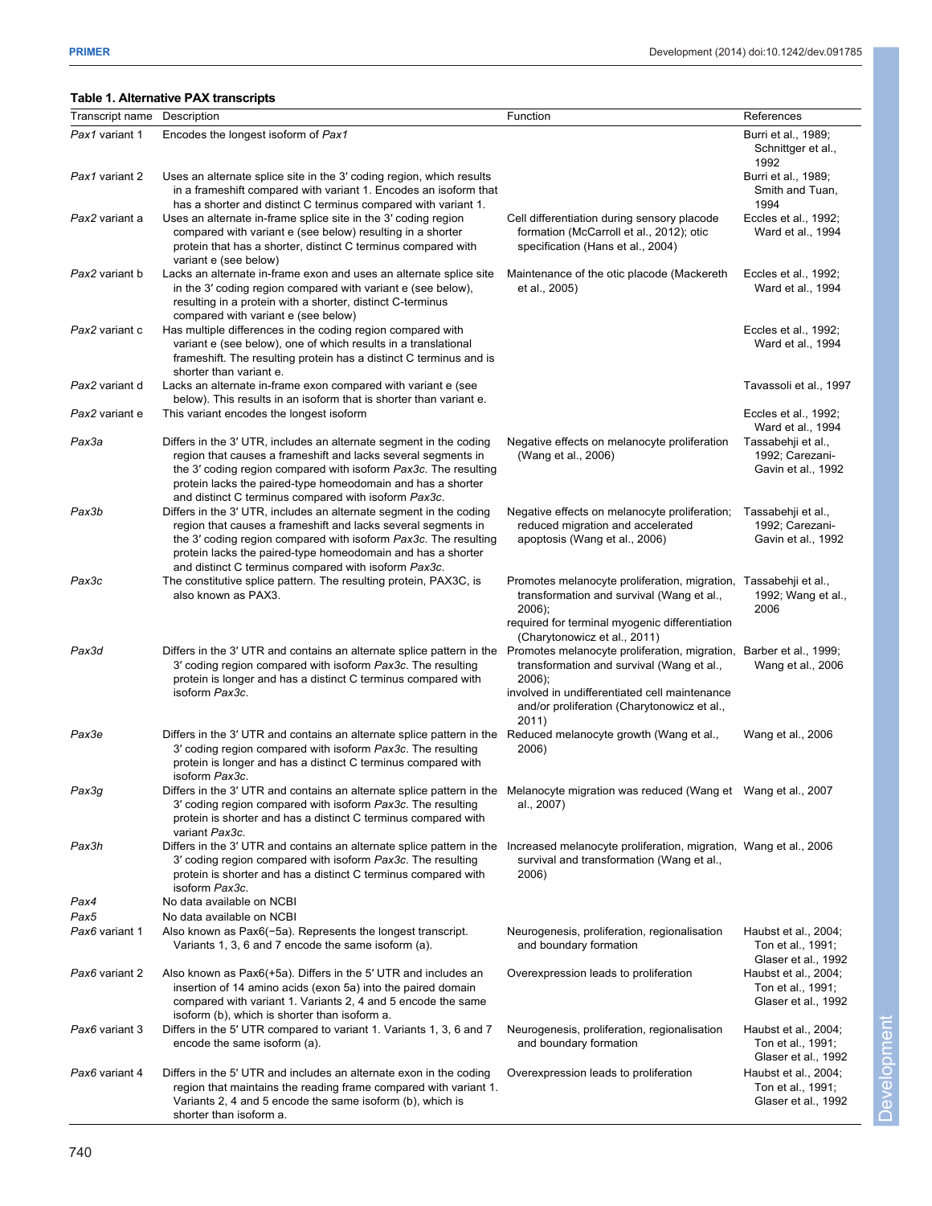**Table 1. Alternative PAX transcripts**

| Transcript name | Description | Function | References |
|---|---|---|---|
| *Pax1* variant 1 | Encodes the longest isoform of *Pax1* | | Burri et al., 1989; Schnittger et al., 1992 |
| *Pax1* variant 2 | Uses an alternate splice site in the 3′ coding region, which results in a frameshift compared with variant 1. Encodes an isoform that has a shorter and distinct C terminus compared with variant 1. | | Burri et al., 1989; Smith and Tuan, 1994 |
| *Pax2* variant a | Uses an alternate in-frame splice site in the 3′ coding region compared with variant e (see below) resulting in a shorter protein that has a shorter, distinct C terminus compared with variant e (see below) | Cell differentiation during sensory placode formation (McCarroll et al., 2012); otic specification (Hans et al., 2004) | Eccles et al., 1992; Ward et al., 1994 |
| *Pax2* variant b | Lacks an alternate in-frame exon and uses an alternate splice site in the 3′ coding region compared with variant e (see below), resulting in a protein with a shorter, distinct C-terminus compared with variant e (see below) | Maintenance of the otic placode (Mackereth et al., 2005) | Eccles et al., 1992; Ward et al., 1994 |
| *Pax2* variant c | Has multiple differences in the coding region compared with variant e (see below), one of which results in a translational frameshift. The resulting protein has a distinct C terminus and is shorter than variant e. | | Eccles et al., 1992; Ward et al., 1994 |
| *Pax2* variant d | Lacks an alternate in-frame exon compared with variant e (see below). This results in an isoform that is shorter than variant e. | | Tavassoli et al., 1997 |
| *Pax2* variant e | This variant encodes the longest isoform | | Eccles et al., 1992; Ward et al., 1994 |
| *Pax3a* | Differs in the 3′ UTR, includes an alternate segment in the coding region that causes a frameshift and lacks several segments in the 3′ coding region compared with isoform *Pax3c*. The resulting protein lacks the paired-type homeodomain and has a shorter and distinct C terminus compared with isoform *Pax3c*. | Negative effects on melanocyte proliferation (Wang et al., 2006) | Tassabehji et al., 1992; Carezani-Gavin et al., 1992 |
| *Pax3b* | Differs in the 3′ UTR, includes an alternate segment in the coding region that causes a frameshift and lacks several segments in the 3′ coding region compared with isoform *Pax3c*. The resulting protein lacks the paired-type homeodomain and has a shorter and distinct C terminus compared with isoform *Pax3c*. | Negative effects on melanocyte proliferation; reduced migration and accelerated apoptosis (Wang et al., 2006) | Tassabehji et al., 1992; Carezani-Gavin et al., 1992 |
| *Pax3c* | The constitutive splice pattern. The resulting protein, PAX3C, is also known as PAX3. | Promotes melanocyte proliferation, migration, transformation and survival (Wang et al., 2006); required for terminal myogenic differentiation (Charytonowicz et al., 2011) | Tassabehji et al., 1992; Wang et al., 2006 |
| *Pax3d* | Differs in the 3′ UTR and contains an alternate splice pattern in the 3′ coding region compared with isoform *Pax3c*. The resulting protein is longer and has a distinct C terminus compared with isoform *Pax3c*. | Promotes melanocyte proliferation, migration, transformation and survival (Wang et al., 2006); involved in undifferentiated cell maintenance and/or proliferation (Charytonowicz et al., 2011) | Barber et al., 1999; Wang et al., 2006 |
| *Pax3e* | Differs in the 3′ UTR and contains an alternate splice pattern in the 3′ coding region compared with isoform *Pax3c*. The resulting protein is longer and has a distinct C terminus compared with isoform *Pax3c*. | Reduced melanocyte growth (Wang et al., 2006) | Wang et al., 2006 |
| *Pax3g* | Differs in the 3′ UTR and contains an alternate splice pattern in the 3′ coding region compared with isoform *Pax3c*. The resulting protein is shorter and has a distinct C terminus compared with variant *Pax3c*. | Melanocyte migration was reduced (Wang et al., 2007) | Wang et al., 2007 |
| *Pax3h* | Differs in the 3′ UTR and contains an alternate splice pattern in the 3′ coding region compared with isoform *Pax3c*. The resulting protein is shorter and has a distinct C terminus compared with isoform *Pax3c*. | Increased melanocyte proliferation, migration, survival and transformation (Wang et al., 2006) | Wang et al., 2006 |
| *Pax4* | No data available on NCBI | | |
| *Pax5* | No data available on NCBI | | |
| *Pax6* variant 1 | Also known as Pax6(−5a). Represents the longest transcript. Variants 1, 3, 6 and 7 encode the same isoform (a). | Neurogenesis, proliferation, regionalisation and boundary formation | Haubst et al., 2004; Ton et al., 1991; Glaser et al., 1992 |
| *Pax6* variant 2 | Also known as Pax6(+5a). Differs in the 5′ UTR and includes an insertion of 14 amino acids (exon 5a) into the paired domain compared with variant 1. Variants 2, 4 and 5 encode the same isoform (b), which is shorter than isoform a. | Overexpression leads to proliferation | Haubst et al., 2004; Ton et al., 1991; Glaser et al., 1992 |
| *Pax6* variant 3 | Differs in the 5′ UTR compared to variant 1. Variants 1, 3, 6 and 7 encode the same isoform (a). | Neurogenesis, proliferation, regionalisation and boundary formation | Haubst et al., 2004; Ton et al., 1991; Glaser et al., 1992 |
| *Pax6* variant 4 | Differs in the 5′ UTR and includes an alternate exon in the coding region that maintains the reading frame compared with variant 1. Variants 2, 4 and 5 encode the same isoform (b), which is shorter than isoform a. | Overexpression leads to proliferation | Haubst et al., 2004; Ton et al., 1991; Glaser et al., 1992 |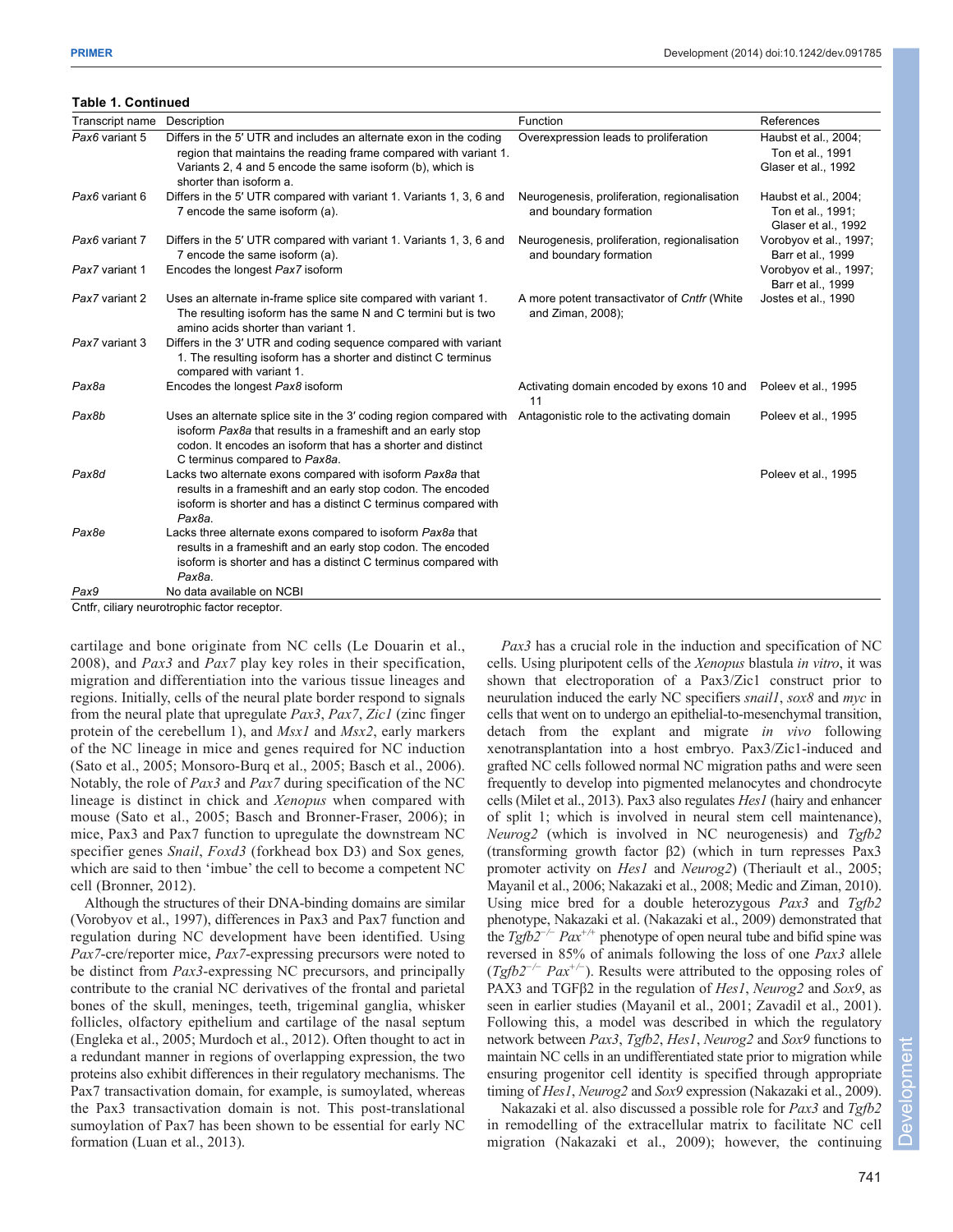**Table 1. Continued**

| Transcript name | Description | Function | References |
|---|---|---|---|
| *Pax6* variant 5 | Differs in the 5′ UTR and includes an alternate exon in the coding region that maintains the reading frame compared with variant 1. Variants 2, 4 and 5 encode the same isoform (b), which is shorter than isoform a. | Overexpression leads to proliferation | Haubst et al., 2004; Ton et al., 1991 Glaser et al., 1992 |
| *Pax6* variant 6 | Differs in the 5′ UTR compared with variant 1. Variants 1, 3, 6 and 7 encode the same isoform (a). | Neurogenesis, proliferation, regionalisation and boundary formation | Haubst et al., 2004; Ton et al., 1991; Glaser et al., 1992 |
| *Pax6* variant 7 | Differs in the 5′ UTR compared with variant 1. Variants 1, 3, 6 and 7 encode the same isoform (a). | Neurogenesis, proliferation, regionalisation and boundary formation | Vorobyov et al., 1997; Barr et al., 1999 |
| *Pax7* variant 1 | Encodes the longest *Pax7* isoform | | Vorobyov et al., 1997; Barr et al., 1999 |
| *Pax7* variant 2 | Uses an alternate in-frame splice site compared with variant 1. The resulting isoform has the same N and C termini but is two amino acids shorter than variant 1. | A more potent transactivator of *Cntfr* (White and Ziman, 2008); | Jostes et al., 1990 |
| *Pax7* variant 3 | Differs in the 3′ UTR and coding sequence compared with variant 1. The resulting isoform has a shorter and distinct C terminus compared with variant 1. | | |
| *Pax8a* | Encodes the longest *Pax8* isoform | Activating domain encoded by exons 10 and 11 | Poleev et al., 1995 |
| *Pax8b* | Uses an alternate splice site in the 3′ coding region compared with isoform *Pax8a* that results in a frameshift and an early stop codon. It encodes an isoform that has a shorter and distinct C terminus compared to *Pax8a*. | Antagonistic role to the activating domain | Poleev et al., 1995 |
| *Pax8d* | Lacks two alternate exons compared with isoform *Pax8a* that results in a frameshift and an early stop codon. The encoded isoform is shorter and has a distinct C terminus compared with *Pax8a*. | | Poleev et al., 1995 |
| *Pax8e* | Lacks three alternate exons compared to isoform *Pax8a* that results in a frameshift and an early stop codon. The encoded isoform is shorter and has a distinct C terminus compared with *Pax8a*. | | |
| *Pax9* | No data available on NCBI | | |

Cntfr, ciliary neurotrophic factor receptor.

cartilage and bone originate from NC cells (Le Douarin et al., 2008), and *Pax3* and *Pax7* play key roles in their specification, migration and differentiation into the various tissue lineages and regions. Initially, cells of the neural plate border respond to signals from the neural plate that upregulate *Pax3*, *Pax7*, *Zic1* (zinc finger protein of the cerebellum 1), and *Msx1* and *Msx2*, early markers of the NC lineage in mice and genes required for NC induction (Sato et al., 2005; Monsoro-Burq et al., 2005; Basch et al., 2006). Notably, the role of *Pax3* and *Pax7* during specification of the NC lineage is distinct in chick and *Xenopus* when compared with mouse (Sato et al., 2005; Basch and Bronner-Fraser, 2006); in mice, Pax3 and Pax7 function to upregulate the downstream NC specifier genes *Snail*, *Foxd3* (forkhead box D3) and Sox genes, which are said to then 'imbue' the cell to become a competent NC cell (Bronner, 2012).

Although the structures of their DNA-binding domains are similar (Vorobyov et al., 1997), differences in Pax3 and Pax7 function and regulation during NC development have been identified. Using *Pax7*-cre/reporter mice, *Pax7*-expressing precursors were noted to be distinct from *Pax3*-expressing NC precursors, and principally contribute to the cranial NC derivatives of the frontal and parietal bones of the skull, meninges, teeth, trigeminal ganglia, whisker follicles, olfactory epithelium and cartilage of the nasal septum (Engleka et al., 2005; Murdoch et al., 2012). Often thought to act in a redundant manner in regions of overlapping expression, the two proteins also exhibit differences in their regulatory mechanisms. The Pax7 transactivation domain, for example, is sumoylated, whereas the Pax3 transactivation domain is not. This post-translational sumoylation of Pax7 has been shown to be essential for early NC formation (Luan et al., 2013).

*Pax3* has a crucial role in the induction and specification of NC cells. Using pluripotent cells of the *Xenopus* blastula *in vitro*, it was shown that electroporation of a Pax3/Zic1 construct prior to neurulation induced the early NC specifiers *snail1*, *sox8* and *myc* in cells that went on to undergo an epithelial-to-mesenchymal transition, detach from the explant and migrate *in vivo* following xenotransplantation into a host embryo. Pax3/Zic1-induced and grafted NC cells followed normal NC migration paths and were seen frequently to develop into pigmented melanocytes and chondrocyte cells (Milet et al., 2013). Pax3 also regulates *Hes1* (hairy and enhancer of split 1; which is involved in neural stem cell maintenance), *Neurog2* (which is involved in NC neurogenesis) and *Tgfb2* (transforming growth factor β2) (which in turn represses Pax3 promoter activity on *Hes1* and *Neurog2*) (Theriault et al., 2005; Mayanil et al., 2006; Nakazaki et al., 2008; Medic and Ziman, 2010). Using mice bred for a double heterozygous *Pax3* and *Tgfb2* phenotype, Nakazaki et al. (Nakazaki et al., 2009) demonstrated that the *Tgfb2*$^{-/-}$ *Pax*$^{+/+}$ phenotype of open neural tube and bifid spine was reversed in 85% of animals following the loss of one *Pax3* allele (*Tgfb2*$^{-/-}$ *Pax*$^{+/-}$). Results were attributed to the opposing roles of PAX3 and TGFβ2 in the regulation of *Hes1*, *Neurog2* and *Sox9*, as seen in earlier studies (Mayanil et al., 2001; Zavadil et al., 2001). Following this, a model was described in which the regulatory network between *Pax3*, *Tgfb2*, *Hes1*, *Neurog2* and *Sox9* functions to maintain NC cells in an undifferentiated state prior to migration while ensuring progenitor cell identity is specified through appropriate timing of *Hes1*, *Neurog2* and *Sox9* expression (Nakazaki et al., 2009).

Nakazaki et al. also discussed a possible role for *Pax3* and *Tgfb2* in remodelling of the extracellular matrix to facilitate NC cell migration (Nakazaki et al., 2009); however, the continuing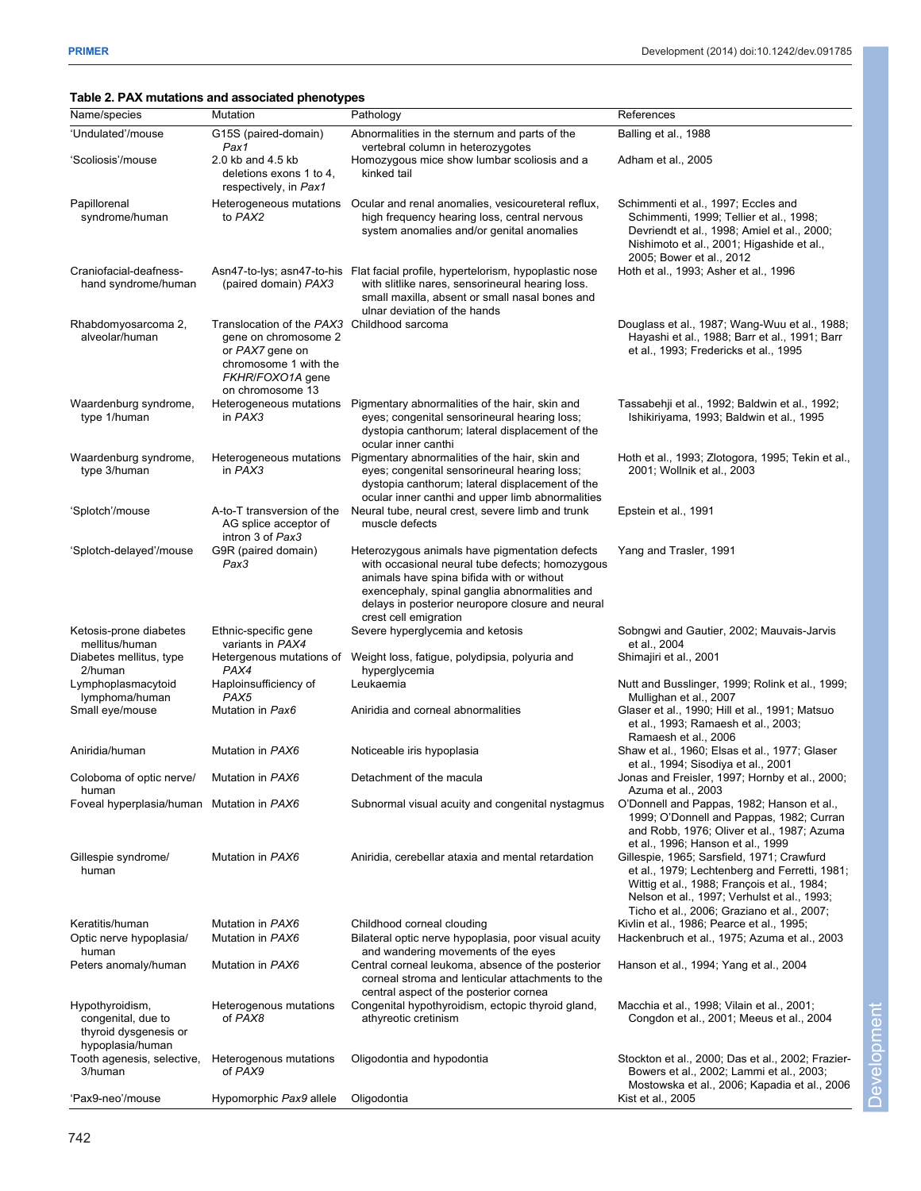**Table 2. PAX mutations and associated phenotypes**

| Name/species | Mutation | Pathology | References |
|---|---|---|---|
| 'Undulated'/mouse | G15S (paired-domain) *Pax1* | Abnormalities in the sternum and parts of the vertebral column in heterozygotes | Balling et al., 1988 |
| 'Scoliosis'/mouse | 2.0 kb and 4.5 kb deletions exons 1 to 4, respectively, in *Pax1* | Homozygous mice show lumbar scoliosis and a kinked tail | Adham et al., 2005 |
| Papillorenal syndrome/human | Heterogeneous mutations to *PAX2* | Ocular and renal anomalies, vesicoureteral reflux, high frequency hearing loss, central nervous system anomalies and/or genital anomalies | Schimmenti et al., 1997; Eccles and Schimmenti, 1999; Tellier et al., 1998; Devriendt et al., 1998; Amiel et al., 2000; Nishimoto et al., 2001; Higashide et al., 2005; Bower et al., 2012 |
| Craniofacial-deafness-hand syndrome/human | Asn47-to-lys; asn47-to-his (paired domain) *PAX3* | Flat facial profile, hypertelorism, hypoplastic nose with slitlike nares, sensorineural hearing loss. small maxilla, absent or small nasal bones and ulnar deviation of the hands | Hoth et al., 1993; Asher et al., 1996 |
| Rhabdomyosarcoma 2, alveolar/human | Translocation of the *PAX3* gene on chromosome 2 or *PAX7* gene on chromosome 1 with the *FKHR*/*FOXO1A* gene on chromosome 13 | Childhood sarcoma | Douglass et al., 1987; Wang-Wuu et al., 1988; Hayashi et al., 1988; Barr et al., 1991; Barr et al., 1993; Fredericks et al., 1995 |
| Waardenburg syndrome, type 1/human | Heterogeneous mutations in *PAX3* | Pigmentary abnormalities of the hair, skin and eyes; congenital sensorineural hearing loss; dystopia canthorum; lateral displacement of the ocular inner canthi | Tassabehji et al., 1992; Baldwin et al., 1992; Ishikiriyama, 1993; Baldwin et al., 1995 |
| Waardenburg syndrome, type 3/human | Heterogeneous mutations in *PAX3* | Pigmentary abnormalities of the hair, skin and eyes; congenital sensorineural hearing loss; dystopia canthorum; lateral displacement of the ocular inner canthi and upper limb abnormalities | Hoth et al., 1993; Zlotogora, 1995; Tekin et al., 2001; Wollnik et al., 2003 |
| 'Splotch'/mouse | A-to-T transversion of the AG splice acceptor of intron 3 of *Pax3* | Neural tube, neural crest, severe limb and trunk muscle defects | Epstein et al., 1991 |
| 'Splotch-delayed'/mouse | G9R (paired domain) *Pax3* | Heterozygous animals have pigmentation defects with occasional neural tube defects; homozygous animals have spina bifida with or without exencephaly, spinal ganglia abnormalities and delays in posterior neuropore closure and neural crest cell emigration | Yang and Trasler, 1991 |
| Ketosis-prone diabetes mellitus/human | Ethnic-specific gene variants in *PAX4* | Severe hyperglycemia and ketosis | Sobngwi and Gautier, 2002; Mauvais-Jarvis et al., 2004 |
| Diabetes mellitus, type 2/human | Hetergenous mutations of *PAX4* | Weight loss, fatigue, polydipsia, polyuria and hyperglycemia | Shimajiri et al., 2001 |
| Lymphoplasmacytoid lymphoma/human | Haploinsufficiency of *PAX5* | Leukaemia | Nutt and Busslinger, 1999; Rolink et al., 1999; Mullighan et al., 2007 |
| Small eye/mouse | Mutation in *Pax6* | Aniridia and corneal abnormalities | Glaser et al., 1990; Hill et al., 1991; Matsuo et al., 1993; Ramaesh et al., 2003; Ramaesh et al., 2006 |
| Aniridia/human | Mutation in *PAX6* | Noticeable iris hypoplasia | Shaw et al., 1960; Elsas et al., 1977; Glaser et al., 1994; Sisodiya et al., 2001 |
| Coloboma of optic nerve/human | Mutation in *PAX6* | Detachment of the macula | Jonas and Freisler, 1997; Hornby et al., 2000; Azuma et al., 2003 |
| Foveal hyperplasia/human | Mutation in *PAX6* | Subnormal visual acuity and congenital nystagmus | O'Donnell and Pappas, 1982; Hanson et al., 1999; O'Donnell and Pappas, 1982; Curran and Robb, 1976; Oliver et al., 1987; Azuma et al., 1996; Hanson et al., 1999 |
| Gillespie syndrome/human | Mutation in *PAX6* | Aniridia, cerebellar ataxia and mental retardation | Gillespie, 1965; Sarsfield, 1971; Crawfurd et al., 1979; Lechtenberg and Ferretti, 1981; Wittig et al., 1988; François et al., 1984; Nelson et al., 1997; Verhulst et al., 1993; Ticho et al., 2006; Graziano et al., 2007; |
| Keratitis/human | Mutation in *PAX6* | Childhood corneal clouding | Kivlin et al., 1986; Pearce et al., 1995; |
| Optic nerve hypoplasia/human | Mutation in *PAX6* | Bilateral optic nerve hypoplasia, poor visual acuity and wandering movements of the eyes | Hackenbruch et al., 1975; Azuma et al., 2003 |
| Peters anomaly/human | Mutation in *PAX6* | Central corneal leukoma, absence of the posterior corneal stroma and lenticular attachments to the central aspect of the posterior cornea | Hanson et al., 1994; Yang et al., 2004 |
| Hypothyroidism, congenital, due to thyroid dysgenesis or hypoplasia/human | Heterogenous mutations of *PAX8* | Congenital hypothyroidism, ectopic thyroid gland, athyreotic cretinism | Macchia et al., 1998; Vilain et al., 2001; Congdon et al., 2001; Meeus et al., 2004 |
| Tooth agenesis, selective, 3/human | Heterogenous mutations of *PAX9* | Oligodontia and hypodontia | Stockton et al., 2000; Das et al., 2002; Frazier-Bowers et al., 2002; Lammi et al., 2003; Mostowska et al., 2006; Kapadia et al., 2006 |
| 'Pax9-neo'/mouse | Hypomorphic *Pax9* allele | Oligodontia | Kist et al., 2005 |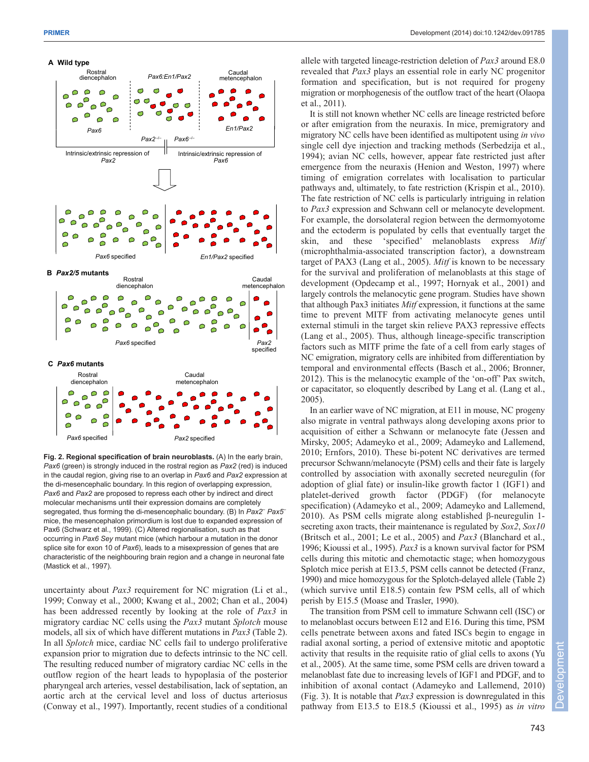**Fig. 2. Regional specification of brain neuroblasts.** (A) In the early brain, *Pax6* (green) is strongly induced in the rostral region as *Pax2* (red) is induced in the caudal region, giving rise to an overlap in *Pax6* and *Pax2* expression at the di-mesencephalic boundary. In this region of overlapping expression, *Pax6* and *Pax2* are proposed to repress each other by indirect and direct molecular mechanisms until their expression domains are completely segregated, thus forming the di-mesencephalic boundary. (B) In *Pax2*⁻ *Pax5*⁻ mice, the mesencephalon primordium is lost due to expanded expression of Pax6 (Schwarz et al., 1999). (C) Altered regionalisation, such as that occurring in *Pax6 Sey* mutant mice (which harbour a mutation in the donor splice site for exon 10 of *Pax6*), leads to a misexpression of genes that are characteristic of the neighbouring brain region and a change in neuronal fate (Mastick et al., 1997).

uncertainty about *Pax3* requirement for NC migration (Li et al., 1999; Conway et al., 2000; Kwang et al., 2002; Chan et al., 2004) has been addressed recently by looking at the role of *Pax3* in migratory cardiac NC cells using the *Pax3* mutant *Splotch* mouse models, all six of which have different mutations in *Pax3* (Table 2). In all *Splotch* mice, cardiac NC cells fail to undergo proliferative expansion prior to migration due to defects intrinsic to the NC cell. The resulting reduced number of migratory cardiac NC cells in the outflow region of the heart leads to hypoplasia of the posterior pharyngeal arch arteries, vessel destabilisation, lack of septation, an aortic arch at the cervical level and loss of ductus arteriosus (Conway et al., 1997). Importantly, recent studies of a conditional allele with targeted lineage-restriction deletion of *Pax3* around E8.0 revealed that *Pax3* plays an essential role in early NC progenitor formation and specification, but is not required for progeny migration or morphogenesis of the outflow tract of the heart (Olaopa et al., 2011).

It is still not known whether NC cells are lineage restricted before or after emigration from the neuraxis. In mice, premigratory and migratory NC cells have been identified as multipotent using *in vivo* single cell dye injection and tracking methods (Serbedzija et al., 1994); avian NC cells, however, appear fate restricted just after emergence from the neuraxis (Henion and Weston, 1997) where timing of emigration correlates with localisation to particular pathways and, ultimately, to fate restriction (Krispin et al., 2010). The fate restriction of NC cells is particularly intriguing in relation to *Pax3* expression and Schwann cell or melanocyte development. For example, the dorsolateral region between the dermomyotome and the ectoderm is populated by cells that eventually target the skin, and these 'specified' melanoblasts express *Mitf* (microphthalmia-associated transcription factor), a downstream target of PAX3 (Lang et al., 2005). *Mitf* is known to be necessary for the survival and proliferation of melanoblasts at this stage of development (Opdecamp et al., 1997; Hornyak et al., 2001) and largely controls the melanocytic gene program. Studies have shown that although Pax3 initiates *Mitf* expression, it functions at the same time to prevent MITF from activating melanocyte genes until external stimuli in the target skin relieve PAX3 repressive effects (Lang et al., 2005). Thus, although lineage-specific transcription factors such as MITF prime the fate of a cell from early stages of NC emigration, migratory cells are inhibited from differentiation by temporal and environmental effects (Basch et al., 2006; Bronner, 2012). This is the melanocytic example of the 'on-off' Pax switch, or capacitator, so eloquently described by Lang et al. (Lang et al., 2005).

In an earlier wave of NC migration, at E11 in mouse, NC progeny also migrate in ventral pathways along developing axons prior to acquisition of either a Schwann or melanocyte fate (Jessen and Mirsky, 2005; Adameyko et al., 2009; Adameyko and Lallemend, 2010; Ernfors, 2010). These bi-potent NC derivatives are termed precursor Schwann/melanocyte (PSM) cells and their fate is largely controlled by association with axonally secreted neuregulin (for adoption of glial fate) or insulin-like growth factor 1 (IGF1) and platelet-derived growth factor (PDGF) (for melanocyte specification) (Adameyko et al., 2009; Adameyko and Lallemend, 2010). As PSM cells migrate along established β-neuregulin 1-secreting axon tracts, their maintenance is regulated by *Sox2*, *Sox10* (Britsch et al., 2001; Le et al., 2005) and *Pax3* (Blanchard et al., 1996; Kioussi et al., 1995). *Pax3* is a known survival factor for PSM cells during this mitotic and chemotactic stage; when homozygous Splotch mice perish at E13.5, PSM cells cannot be detected (Franz, 1990) and mice homozygous for the Splotch-delayed allele (Table 2) (which survive until E18.5) contain few PSM cells, all of which perish by E15.5 (Moase and Trasler, 1990).

The transition from PSM cell to immature Schwann cell (ISC) or to melanoblast occurs between E12 and E16. During this time, PSM cells penetrate between axons and fated ISCs begin to engage in radial axonal sorting, a period of extensive mitotic and apoptotic activity that results in the requisite ratio of glial cells to axons (Yu et al., 2005). At the same time, some PSM cells are driven toward a melanoblast fate due to increasing levels of IGF1 and PDGF, and to inhibition of axonal contact (Adameyko and Lallemend, 2010) (Fig. 3). It is notable that *Pax3* expression is downregulated in this pathway from E13.5 to E18.5 (Kioussi et al., 1995) as *in vitro*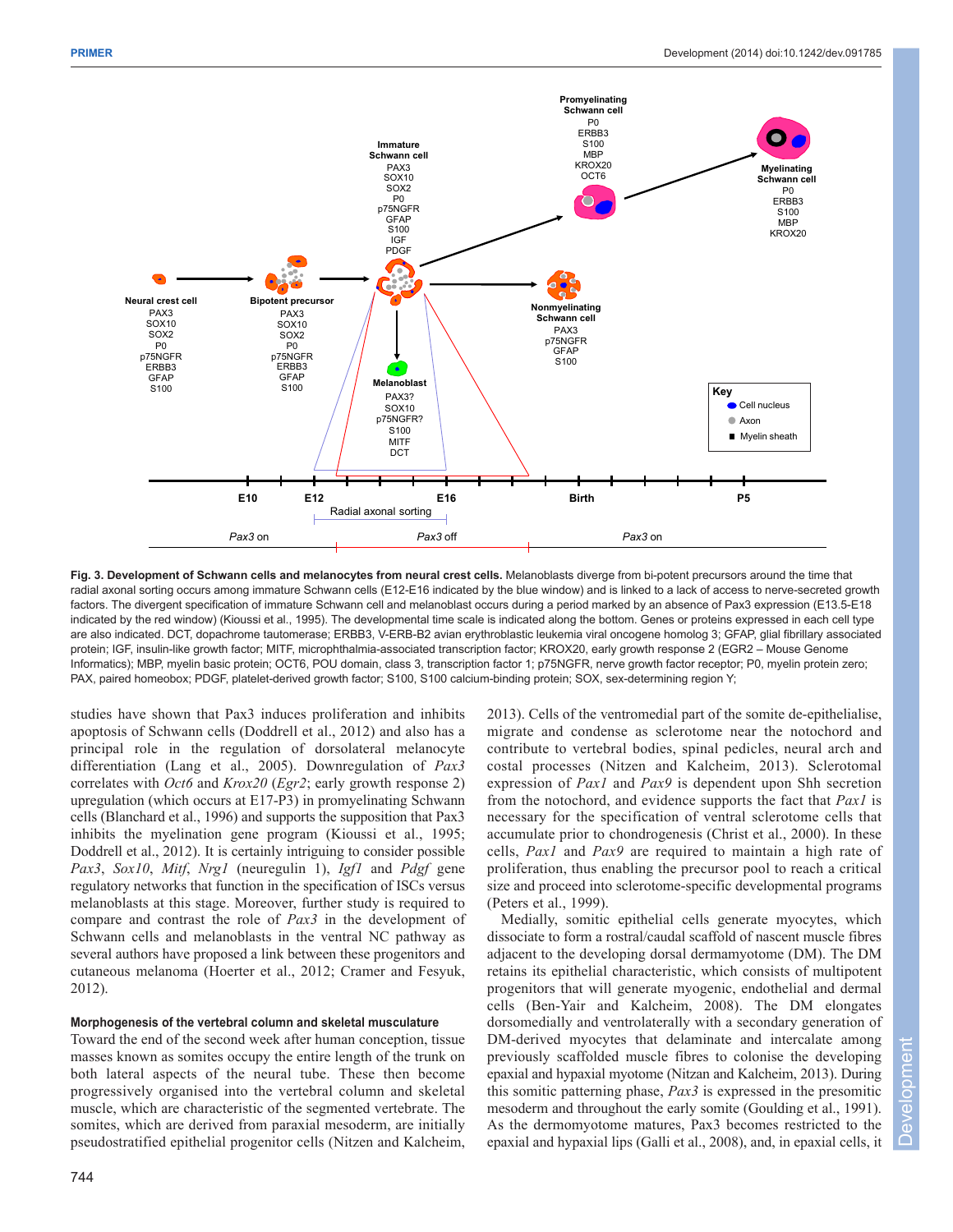**Fig. 3. Development of Schwann cells and melanocytes from neural crest cells.** Melanoblasts diverge from bi-potent precursors around the time that radial axonal sorting occurs among immature Schwann cells (E12-E16 indicated by the blue window) and is linked to a lack of access to nerve-secreted growth factors. The divergent specification of immature Schwann cell and melanoblast occurs during a period marked by an absence of Pax3 expression (E13.5-E18 indicated by the red window) (Kioussi et al., 1995). The developmental time scale is indicated along the bottom. Genes or proteins expressed in each cell type are also indicated. DCT, dopachrome tautomerase; ERBB3, V-ERB-B2 avian erythroblastic leukemia viral oncogene homolog 3; GFAP, glial fibrillary associated protein; IGF, insulin-like growth factor; MITF, microphthalmia-associated transcription factor; KROX20, early growth response 2 (EGR2 – Mouse Genome Informatics); MBP, myelin basic protein; OCT6, POU domain, class 3, transcription factor 1; p75NGFR, nerve growth factor receptor; P0, myelin protein zero; PAX, paired homeobox; PDGF, platelet-derived growth factor; S100, S100 calcium-binding protein; SOX, sex-determining region Y;

studies have shown that Pax3 induces proliferation and inhibits apoptosis of Schwann cells (Doddrell et al., 2012) and also has a principal role in the regulation of dorsolateral melanocyte differentiation (Lang et al., 2005). Downregulation of *Pax3* correlates with *Oct6* and *Krox20* (*Egr2*; early growth response 2) upregulation (which occurs at E17-P3) in promyelinating Schwann cells (Blanchard et al., 1996) and supports the supposition that Pax3 inhibits the myelination gene program (Kioussi et al., 1995; Doddrell et al., 2012). It is certainly intriguing to consider possible *Pax3*, *Sox10*, *Mitf*, *Nrg1* (neuregulin 1), *Igf1* and *Pdgf* gene regulatory networks that function in the specification of ISCs versus melanoblasts at this stage. Moreover, further study is required to compare and contrast the role of *Pax3* in the development of Schwann cells and melanoblasts in the ventral NC pathway as several authors have proposed a link between these progenitors and cutaneous melanoma (Hoerter et al., 2012; Cramer and Fesyuk, 2012).

#### Morphogenesis of the vertebral column and skeletal musculature

Toward the end of the second week after human conception, tissue masses known as somites occupy the entire length of the trunk on both lateral aspects of the neural tube. These then become progressively organised into the vertebral column and skeletal muscle, which are characteristic of the segmented vertebrate. The somites, which are derived from paraxial mesoderm, are initially pseudostratified epithelial progenitor cells (Nitzen and Kalcheim, 2013). Cells of the ventromedial part of the somite de-epithelialise, migrate and condense as sclerotome near the notochord and contribute to vertebral bodies, spinal pedicles, neural arch and costal processes (Nitzen and Kalcheim, 2013). Sclerotomal expression of *Pax1* and *Pax9* is dependent upon Shh secretion from the notochord, and evidence supports the fact that *Pax1* is necessary for the specification of ventral sclerotome cells that accumulate prior to chondrogenesis (Christ et al., 2000). In these cells, *Pax1* and *Pax9* are required to maintain a high rate of proliferation, thus enabling the precursor pool to reach a critical size and proceed into sclerotome-specific developmental programs (Peters et al., 1999).

Medially, somitic epithelial cells generate myocytes, which dissociate to form a rostral/caudal scaffold of nascent muscle fibres adjacent to the developing dorsal dermamyotome (DM). The DM retains its epithelial characteristic, which consists of multipotent progenitors that will generate myogenic, endothelial and dermal cells (Ben-Yair and Kalcheim, 2008). The DM elongates dorsomedially and ventrolaterally with a secondary generation of DM-derived myocytes that delaminate and intercalate among previously scaffolded muscle fibres to colonise the developing epaxial and hypaxial myotome (Nitzan and Kalcheim, 2013). During this somitic patterning phase, *Pax3* is expressed in the presomitic mesoderm and throughout the early somite (Goulding et al., 1991). As the dermomyotome matures, Pax3 becomes restricted to the epaxial and hypaxial lips (Galli et al., 2008), and, in epaxial cells, it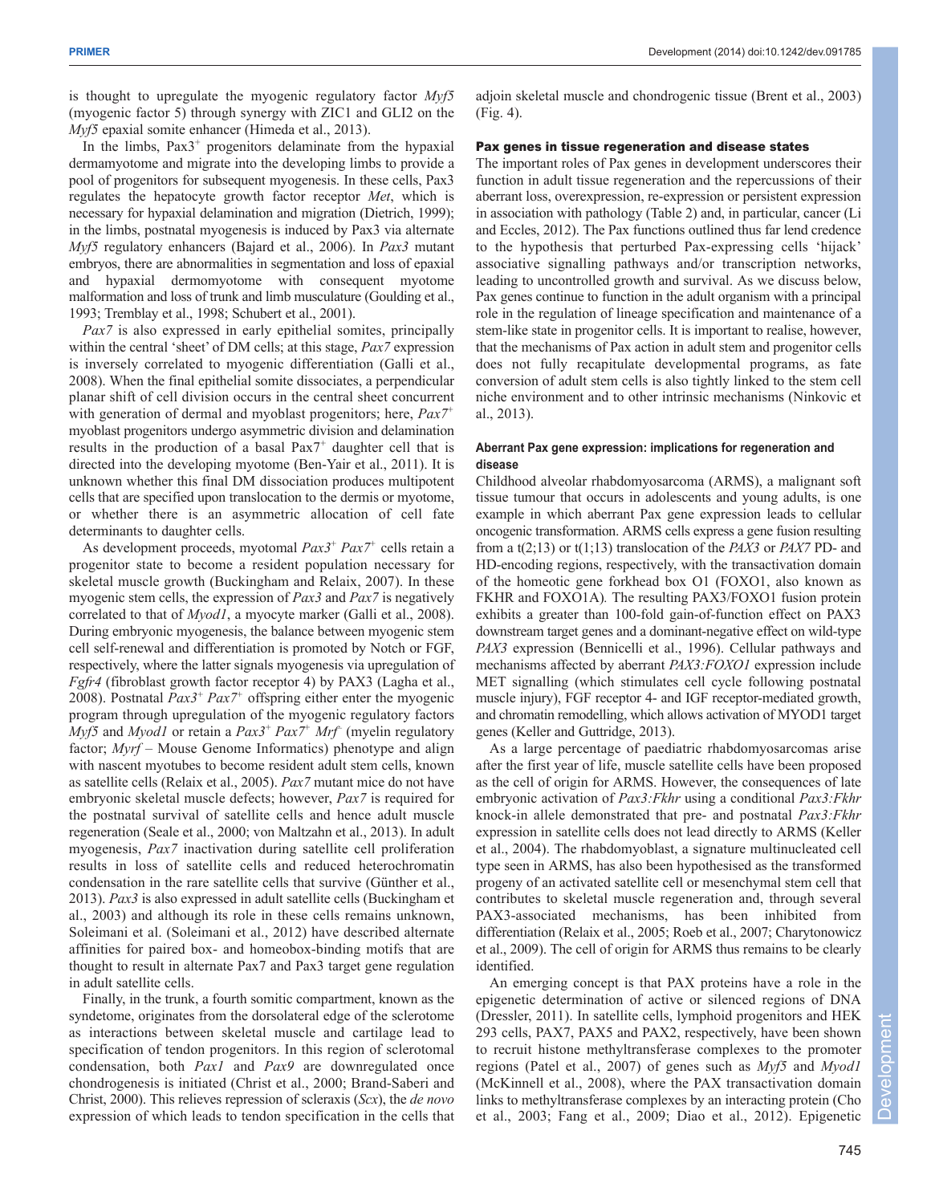is thought to upregulate the myogenic regulatory factor *Myf5* (myogenic factor 5) through synergy with ZIC1 and GLI2 on the *Myf5* epaxial somite enhancer (Himeda et al., 2013).

In the limbs, Pax3$^+$ progenitors delaminate from the hypaxial dermamyotome and migrate into the developing limbs to provide a pool of progenitors for subsequent myogenesis. In these cells, Pax3 regulates the hepatocyte growth factor receptor *Met*, which is necessary for hypaxial delamination and migration (Dietrich, 1999); in the limbs, postnatal myogenesis is induced by Pax3 via alternate *Myf5* regulatory enhancers (Bajard et al., 2006). In *Pax3* mutant embryos, there are abnormalities in segmentation and loss of epaxial and hypaxial dermomyotome with consequent myotome malformation and loss of trunk and limb musculature (Goulding et al., 1993; Tremblay et al., 1998; Schubert et al., 2001).

*Pax7* is also expressed in early epithelial somites, principally within the central 'sheet' of DM cells; at this stage, *Pax7* expression is inversely correlated to myogenic differentiation (Galli et al., 2008). When the final epithelial somite dissociates, a perpendicular planar shift of cell division occurs in the central sheet concurrent with generation of dermal and myoblast progenitors; here, *Pax7*$^+$ myoblast progenitors undergo asymmetric division and delamination results in the production of a basal Pax7$^+$ daughter cell that is directed into the developing myotome (Ben-Yair et al., 2011). It is unknown whether this final DM dissociation produces multipotent cells that are specified upon translocation to the dermis or myotome, or whether there is an asymmetric allocation of cell fate determinants to daughter cells.

As development proceeds, myotomal *Pax3*$^+$ *Pax7*$^+$ cells retain a progenitor state to become a resident population necessary for skeletal muscle growth (Buckingham and Relaix, 2007). In these myogenic stem cells, the expression of *Pax3* and *Pax7* is negatively correlated to that of *Myod1*, a myocyte marker (Galli et al., 2008). During embryonic myogenesis, the balance between myogenic stem cell self-renewal and differentiation is promoted by Notch or FGF, respectively, where the latter signals myogenesis via upregulation of *Fgfr4* (fibroblast growth factor receptor 4) by PAX3 (Lagha et al., 2008). Postnatal *Pax3*$^+$ *Pax7*$^+$ offspring either enter the myogenic program through upregulation of the myogenic regulatory factors *Myf5* and *Myod1* or retain a *Pax3*$^+$ *Pax7*$^+$ *Mrf*$^-$ (myelin regulatory factor; *Myrf* – Mouse Genome Informatics) phenotype and align with nascent myotubes to become resident adult stem cells, known as satellite cells (Relaix et al., 2005). *Pax7* mutant mice do not have embryonic skeletal muscle defects; however, *Pax7* is required for the postnatal survival of satellite cells and hence adult muscle regeneration (Seale et al., 2000; von Maltzahn et al., 2013). In adult myogenesis, *Pax7* inactivation during satellite cell proliferation results in loss of satellite cells and reduced heterochromatin condensation in the rare satellite cells that survive (Günther et al., 2013). *Pax3* is also expressed in adult satellite cells (Buckingham et al., 2003) and although its role in these cells remains unknown, Soleimani et al. (Soleimani et al., 2012) have described alternate affinities for paired box- and homeobox-binding motifs that are thought to result in alternate Pax7 and Pax3 target gene regulation in adult satellite cells.

Finally, in the trunk, a fourth somitic compartment, known as the syndetome, originates from the dorsolateral edge of the sclerotome as interactions between skeletal muscle and cartilage lead to specification of tendon progenitors. In this region of sclerotomal condensation, both *Pax1* and *Pax9* are downregulated once chondrogenesis is initiated (Christ et al., 2000; Brand-Saberi and Christ, 2000). This relieves repression of scleraxis (*Scx*), the *de novo* expression of which leads to tendon specification in the cells that adjoin skeletal muscle and chondrogenic tissue (Brent et al., 2003) (Fig. 4).

## Pax genes in tissue regeneration and disease states

The important roles of Pax genes in development underscores their function in adult tissue regeneration and the repercussions of their aberrant loss, overexpression, re-expression or persistent expression in association with pathology (Table 2) and, in particular, cancer (Li and Eccles, 2012). The Pax functions outlined thus far lend credence to the hypothesis that perturbed Pax-expressing cells 'hijack' associative signalling pathways and/or transcription networks, leading to uncontrolled growth and survival. As we discuss below, Pax genes continue to function in the adult organism with a principal role in the regulation of lineage specification and maintenance of a stem-like state in progenitor cells. It is important to realise, however, that the mechanisms of Pax action in adult stem and progenitor cells does not fully recapitulate developmental programs, as fate conversion of adult stem cells is also tightly linked to the stem cell niche environment and to other intrinsic mechanisms (Ninkovic et al., 2013).

### Aberrant Pax gene expression: implications for regeneration and disease

Childhood alveolar rhabdomyosarcoma (ARMS), a malignant soft tissue tumour that occurs in adolescents and young adults, is one example in which aberrant Pax gene expression leads to cellular oncogenic transformation. ARMS cells express a gene fusion resulting from a t(2;13) or t(1;13) translocation of the *PAX3* or *PAX7* PD- and HD-encoding regions, respectively, with the transactivation domain of the homeotic gene forkhead box O1 (FOXO1, also known as FKHR and FOXO1A). The resulting PAX3/FOXO1 fusion protein exhibits a greater than 100-fold gain-of-function effect on PAX3 downstream target genes and a dominant-negative effect on wild-type *PAX3* expression (Bennicelli et al., 1996). Cellular pathways and mechanisms affected by aberrant *PAX3:FOXO1* expression include MET signalling (which stimulates cell cycle following postnatal muscle injury), FGF receptor 4- and IGF receptor-mediated growth, and chromatin remodelling, which allows activation of MYOD1 target genes (Keller and Guttridge, 2013).

As a large percentage of paediatric rhabdomyosarcomas arise after the first year of life, muscle satellite cells have been proposed as the cell of origin for ARMS. However, the consequences of late embryonic activation of *Pax3:Fkhr* using a conditional *Pax3:Fkhr* knock-in allele demonstrated that pre- and postnatal *Pax3:Fkhr* expression in satellite cells does not lead directly to ARMS (Keller et al., 2004). The rhabdomyoblast, a signature multinucleated cell type seen in ARMS, has also been hypothesised as the transformed progeny of an activated satellite cell or mesenchymal stem cell that contributes to skeletal muscle regeneration and, through several PAX3-associated mechanisms, has been inhibited from differentiation (Relaix et al., 2005; Roeb et al., 2007; Charytonowicz et al., 2009). The cell of origin for ARMS thus remains to be clearly identified.

An emerging concept is that PAX proteins have a role in the epigenetic determination of active or silenced regions of DNA (Dressler, 2011). In satellite cells, lymphoid progenitors and HEK 293 cells, PAX7, PAX5 and PAX2, respectively, have been shown to recruit histone methyltransferase complexes to the promoter regions (Patel et al., 2007) of genes such as *Myf5* and *Myod1* (McKinnell et al., 2008), where the PAX transactivation domain links to methyltransferase complexes by an interacting protein (Cho et al., 2003; Fang et al., 2009; Diao et al., 2012). Epigenetic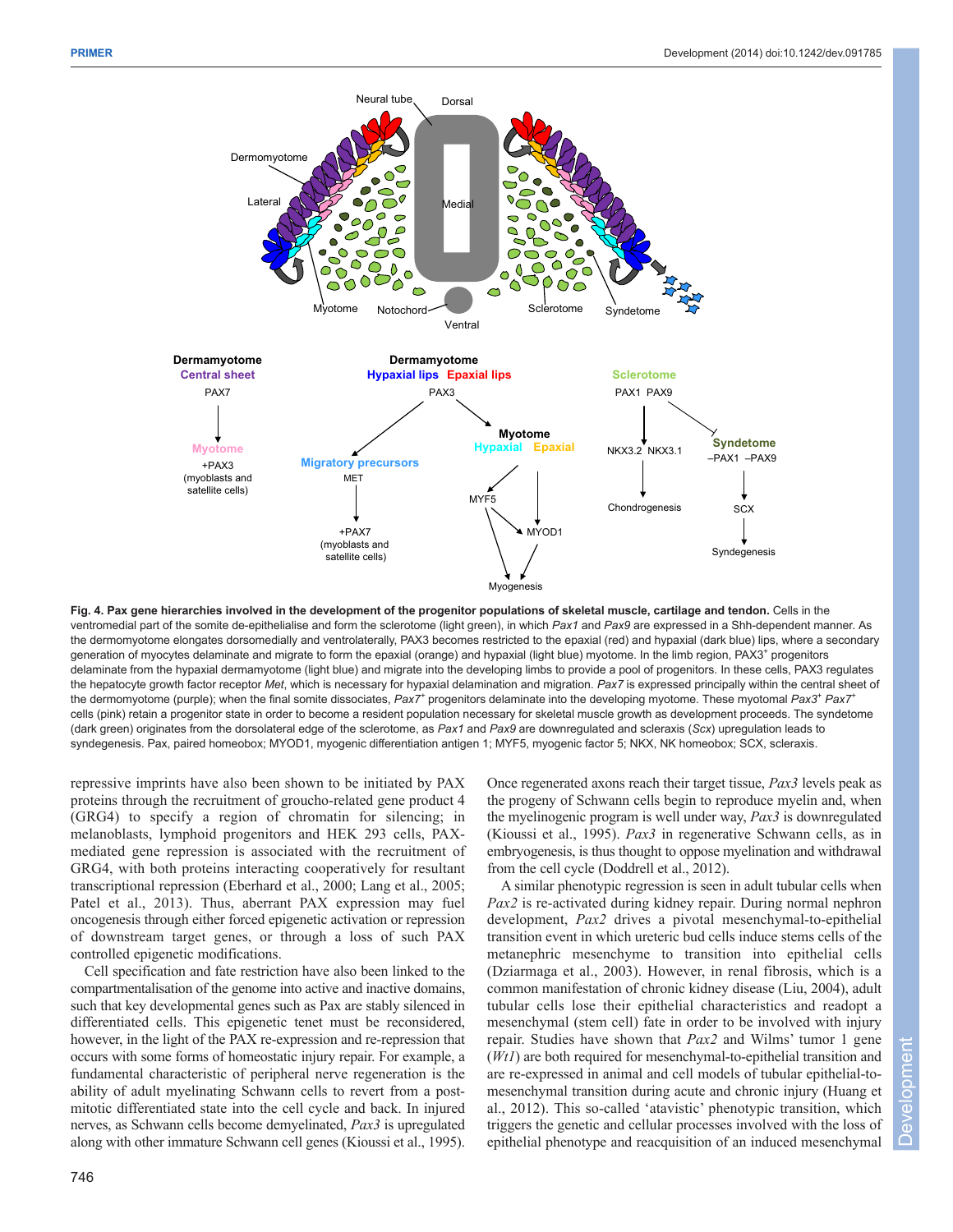**Fig. 4. Pax gene hierarchies involved in the development of the progenitor populations of skeletal muscle, cartilage and tendon.** Cells in the ventromedial part of the somite de-epithelialise and form the sclerotome (light green), in which *Pax1* and *Pax9* are expressed in a Shh-dependent manner. As the dermomyotome elongates dorsomedially and ventrolaterally, PAX3 becomes restricted to the epaxial (red) and hypaxial (dark blue) lips, where a secondary generation of myocytes delaminate and migrate to form the epaxial (orange) and hypaxial (light blue) myotome. In the limb region, PAX3[+] progenitors delaminate from the hypaxial dermamyotome (light blue) and migrate into the developing limbs to provide a pool of progenitors. In these cells, PAX3 regulates the hepatocyte growth factor receptor *Met*, which is necessary for hypaxial delamination and migration. *Pax7* is expressed principally within the central sheet of the dermomyotome (purple); when the final somite dissociates, *Pax7*[+] progenitors delaminate into the developing myotome. These myotomal *Pax3*[+] *Pax7*[+] cells (pink) retain a progenitor state in order to become a resident population necessary for skeletal muscle growth as development proceeds. The syndetome (dark green) originates from the dorsolateral edge of the sclerotome, as *Pax1* and *Pax9* are downregulated and scleraxis (*Scx*) upregulation leads to syndegenesis. Pax, paired homeobox; MYOD1, myogenic differentiation antigen 1; MYF5, myogenic factor 5; NKX, NK homeobox; SCX, scleraxis.

repressive imprints have also been shown to be initiated by PAX proteins through the recruitment of groucho-related gene product 4 (GRG4) to specify a region of chromatin for silencing; in melanoblasts, lymphoid progenitors and HEK 293 cells, PAX-mediated gene repression is associated with the recruitment of GRG4, with both proteins interacting cooperatively for resultant transcriptional repression (Eberhard et al., 2000; Lang et al., 2005; Patel et al., 2013). Thus, aberrant PAX expression may fuel oncogenesis through either forced epigenetic activation or repression of downstream target genes, or through a loss of such PAX controlled epigenetic modifications.

Cell specification and fate restriction have also been linked to the compartmentalisation of the genome into active and inactive domains, such that key developmental genes such as Pax are stably silenced in differentiated cells. This epigenetic tenet must be reconsidered, however, in the light of the PAX re-expression and re-repression that occurs with some forms of homeostatic injury repair. For example, a fundamental characteristic of peripheral nerve regeneration is the ability of adult myelinating Schwann cells to revert from a post-mitotic differentiated state into the cell cycle and back. In injured nerves, as Schwann cells become demyelinated, *Pax3* is upregulated along with other immature Schwann cell genes (Kioussi et al., 1995). Once regenerated axons reach their target tissue, *Pax3* levels peak as the progeny of Schwann cells begin to reproduce myelin and, when the myelinogenic program is well under way, *Pax3* is downregulated (Kioussi et al., 1995). *Pax3* in regenerative Schwann cells, as in embryogenesis, is thus thought to oppose myelination and withdrawal from the cell cycle (Doddrell et al., 2012).

A similar phenotypic regression is seen in adult tubular cells when *Pax2* is re-activated during kidney repair. During normal nephron development, *Pax2* drives a pivotal mesenchymal-to-epithelial transition event in which ureteric bud cells induce stems cells of the metanephric mesenchyme to transition into epithelial cells (Dziarmaga et al., 2003). However, in renal fibrosis, which is a common manifestation of chronic kidney disease (Liu, 2004), adult tubular cells lose their epithelial characteristics and readopt a mesenchymal (stem cell) fate in order to be involved with injury repair. Studies have shown that *Pax2* and Wilms' tumor 1 gene (*Wt1*) are both required for mesenchymal-to-epithelial transition and are re-expressed in animal and cell models of tubular epithelial-to-mesenchymal transition during acute and chronic injury (Huang et al., 2012). This so-called 'atavistic' phenotypic transition, which triggers the genetic and cellular processes involved with the loss of epithelial phenotype and reacquisition of an induced mesenchymal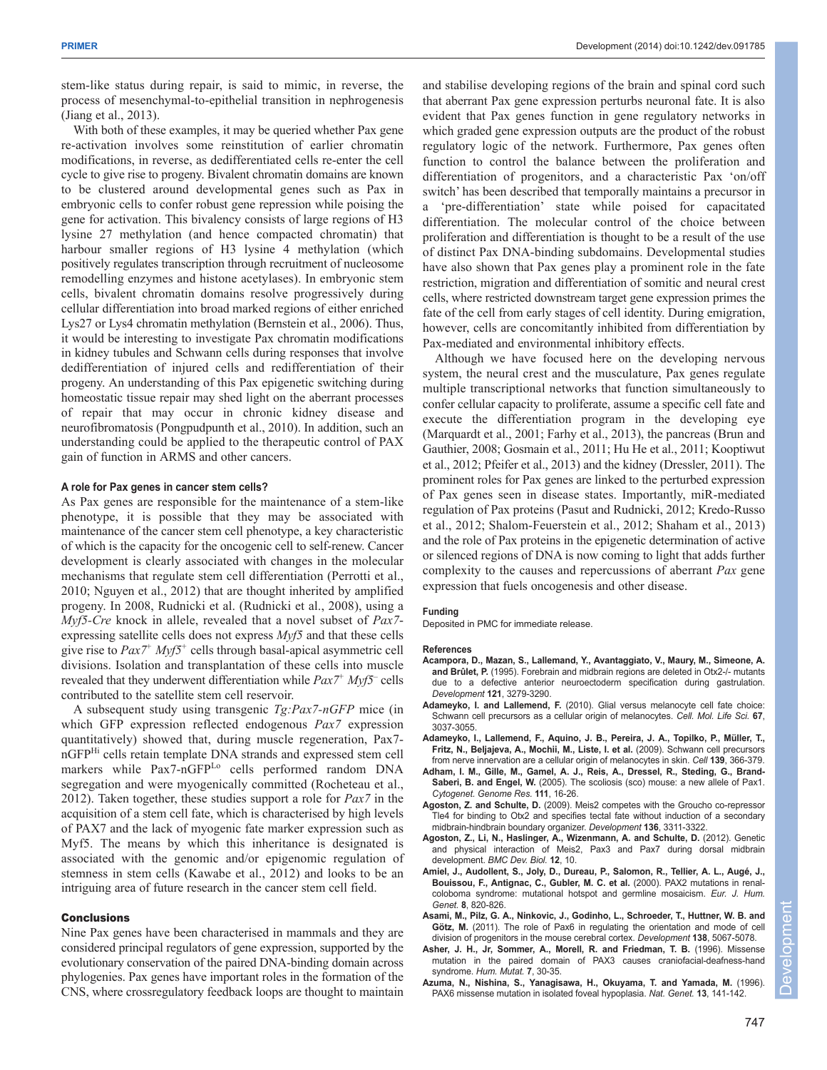stem-like status during repair, is said to mimic, in reverse, the process of mesenchymal-to-epithelial transition in nephrogenesis (Jiang et al., 2013).

With both of these examples, it may be queried whether Pax gene re-activation involves some reinstitution of earlier chromatin modifications, in reverse, as dedifferentiated cells re-enter the cell cycle to give rise to progeny. Bivalent chromatin domains are known to be clustered around developmental genes such as Pax in embryonic cells to confer robust gene repression while poising the gene for activation. This bivalency consists of large regions of H3 lysine 27 methylation (and hence compacted chromatin) that harbour smaller regions of H3 lysine 4 methylation (which positively regulates transcription through recruitment of nucleosome remodelling enzymes and histone acetylases). In embryonic stem cells, bivalent chromatin domains resolve progressively during cellular differentiation into broad marked regions of either enriched Lys27 or Lys4 chromatin methylation (Bernstein et al., 2006). Thus, it would be interesting to investigate Pax chromatin modifications in kidney tubules and Schwann cells during responses that involve dedifferentiation of injured cells and redifferentiation of their progeny. An understanding of this Pax epigenetic switching during homeostatic tissue repair may shed light on the aberrant processes of repair that may occur in chronic kidney disease and neurofibromatosis (Pongpudpunth et al., 2010). In addition, such an understanding could be applied to the therapeutic control of PAX gain of function in ARMS and other cancers.

#### A role for Pax genes in cancer stem cells?

As Pax genes are responsible for the maintenance of a stem-like phenotype, it is possible that they may be associated with maintenance of the cancer stem cell phenotype, a key characteristic of which is the capacity for the oncogenic cell to self-renew. Cancer development is clearly associated with changes in the molecular mechanisms that regulate stem cell differentiation (Perrotti et al., 2010; Nguyen et al., 2012) that are thought inherited by amplified progeny. In 2008, Rudnicki et al. (Rudnicki et al., 2008), using a *Myf5-Cre* knock in allele, revealed that a novel subset of *Pax7*-expressing satellite cells does not express *Myf5* and that these cells give rise to *Pax7*$^+$ *Myf5*$^+$ cells through basal-apical asymmetric cell divisions. Isolation and transplantation of these cells into muscle revealed that they underwent differentiation while *Pax7*$^+$ *Myf5*$^-$ cells contributed to the satellite stem cell reservoir.

A subsequent study using transgenic *Tg:Pax7-nGFP* mice (in which GFP expression reflected endogenous *Pax7* expression quantitatively) showed that, during muscle regeneration, Pax7-nGFP$^{Hi}$ cells retain template DNA strands and expressed stem cell markers while Pax7-nGFP$^{Lo}$ cells performed random DNA segregation and were myogenically committed (Rocheteau et al., 2012). Taken together, these studies support a role for *Pax7* in the acquisition of a stem cell fate, which is characterised by high levels of PAX7 and the lack of myogenic fate marker expression such as Myf5. The means by which this inheritance is designated is associated with the genomic and/or epigenomic regulation of stemness in stem cells (Kawabe et al., 2012) and looks to be an intriguing area of future research in the cancer stem cell field.

### Conclusions

Nine Pax genes have been characterised in mammals and they are considered principal regulators of gene expression, supported by the evolutionary conservation of the paired DNA-binding domain across phylogenies. Pax genes have important roles in the formation of the CNS, where crossregulatory feedback loops are thought to maintain and stabilise developing regions of the brain and spinal cord such that aberrant Pax gene expression perturbs neuronal fate. It is also evident that Pax genes function in gene regulatory networks in which graded gene expression outputs are the product of the robust regulatory logic of the network. Furthermore, Pax genes often function to control the balance between the proliferation and differentiation of progenitors, and a characteristic Pax 'on/off switch' has been described that temporally maintains a precursor in a 'pre-differentiation' state while poised for capacitated differentiation. The molecular control of the choice between proliferation and differentiation is thought to be a result of the use of distinct Pax DNA-binding subdomains. Developmental studies have also shown that Pax genes play a prominent role in the fate restriction, migration and differentiation of somitic and neural crest cells, where restricted downstream target gene expression primes the fate of the cell from early stages of cell identity. During emigration, however, cells are concomitantly inhibited from differentiation by Pax-mediated and environmental inhibitory effects.

Although we have focused here on the developing nervous system, the neural crest and the musculature, Pax genes regulate multiple transcriptional networks that function simultaneously to confer cellular capacity to proliferate, assume a specific cell fate and execute the differentiation program in the developing eye (Marquardt et al., 2001; Farhy et al., 2013), the pancreas (Brun and Gauthier, 2008; Gosmain et al., 2011; Hu He et al., 2011; Kooptiwut et al., 2012; Pfeifer et al., 2013) and the kidney (Dressler, 2011). The prominent roles for Pax genes are linked to the perturbed expression of Pax genes seen in disease states. Importantly, miR-mediated regulation of Pax proteins (Pasut and Rudnicki, 2012; Kredo-Russo et al., 2012; Shalom-Feuerstein et al., 2012; Shaham et al., 2013) and the role of Pax proteins in the epigenetic determination of active or silenced regions of DNA is now coming to light that adds further complexity to the causes and repercussions of aberrant *Pax* gene expression that fuels oncogenesis and other disease.

#### Funding

Deposited in PMC for immediate release.

#### References

**Acampora, D., Mazan, S., Lallemand, Y., Avantaggiato, V., Maury, M., Simeone, A. and Brûlet, P.** (1995). Forebrain and midbrain regions are deleted in Otx2-/- mutants due to a defective anterior neuroectoderm specification during gastrulation. *Development* **121**, 3279-3290.

**Adameyko, I. and Lallemend, F.** (2010). Glial versus melanocyte cell fate choice: Schwann cell precursors as a cellular origin of melanocytes. *Cell. Mol. Life Sci.* **67**, 3037-3055.

**Adameyko, I., Lallemend, F., Aquino, J. B., Pereira, J. A., Topilko, P., Müller, T., Fritz, N., Beljajeva, A., Mochii, M., Liste, I. et al.** (2009). Schwann cell precursors from nerve innervation are a cellular origin of melanocytes in skin. *Cell* **139**, 366-379.

**Adham, I. M., Gille, M., Gamel, A. J., Reis, A., Dressel, R., Steding, G., Brand-Saberi, B. and Engel, W.** (2005). The scoliosis (sco) mouse: a new allele of Pax1. *Cytogenet. Genome Res.* **111**, 16-26.

**Agoston, Z. and Schulte, D.** (2009). Meis2 competes with the Groucho co-repressor Tle4 for binding to Otx2 and specifies tectal fate without induction of a secondary midbrain-hindbrain boundary organizer. *Development* **136**, 3311-3322.

**Agoston, Z., Li, N., Haslinger, A., Wizenmann, A. and Schulte, D.** (2012). Genetic and physical interaction of Meis2, Pax3 and Pax7 during dorsal midbrain development. *BMC Dev. Biol.* **12**, 10.

**Amiel, J., Audollent, S., Joly, D., Dureau, P., Salomon, R., Tellier, A. L., Augé, J., Bouissou, F., Antignac, C., Gubler, M. C. et al.** (2000). PAX2 mutations in renal-coloboma syndrome: mutational hotspot and germline mosaicism. *Eur. J. Hum. Genet.* **8**, 820-826.

**Asami, M., Pilz, G. A., Ninkovic, J., Godinho, L., Schroeder, T., Huttner, W. B. and Götz, M.** (2011). The role of Pax6 in regulating the orientation and mode of cell division of progenitors in the mouse cerebral cortex. *Development* **138**, 5067-5078.

**Asher, J. H., Jr, Sommer, A., Morell, R. and Friedman, T. B.** (1996). Missense mutation in the paired domain of PAX3 causes craniofacial-deafness-hand syndrome. *Hum. Mutat.* **7**, 30-35.

**Azuma, N., Nishina, S., Yanagisawa, H., Okuyama, T. and Yamada, M.** (1996). PAX6 missense mutation in isolated foveal hypoplasia. *Nat. Genet.* **13**, 141-142.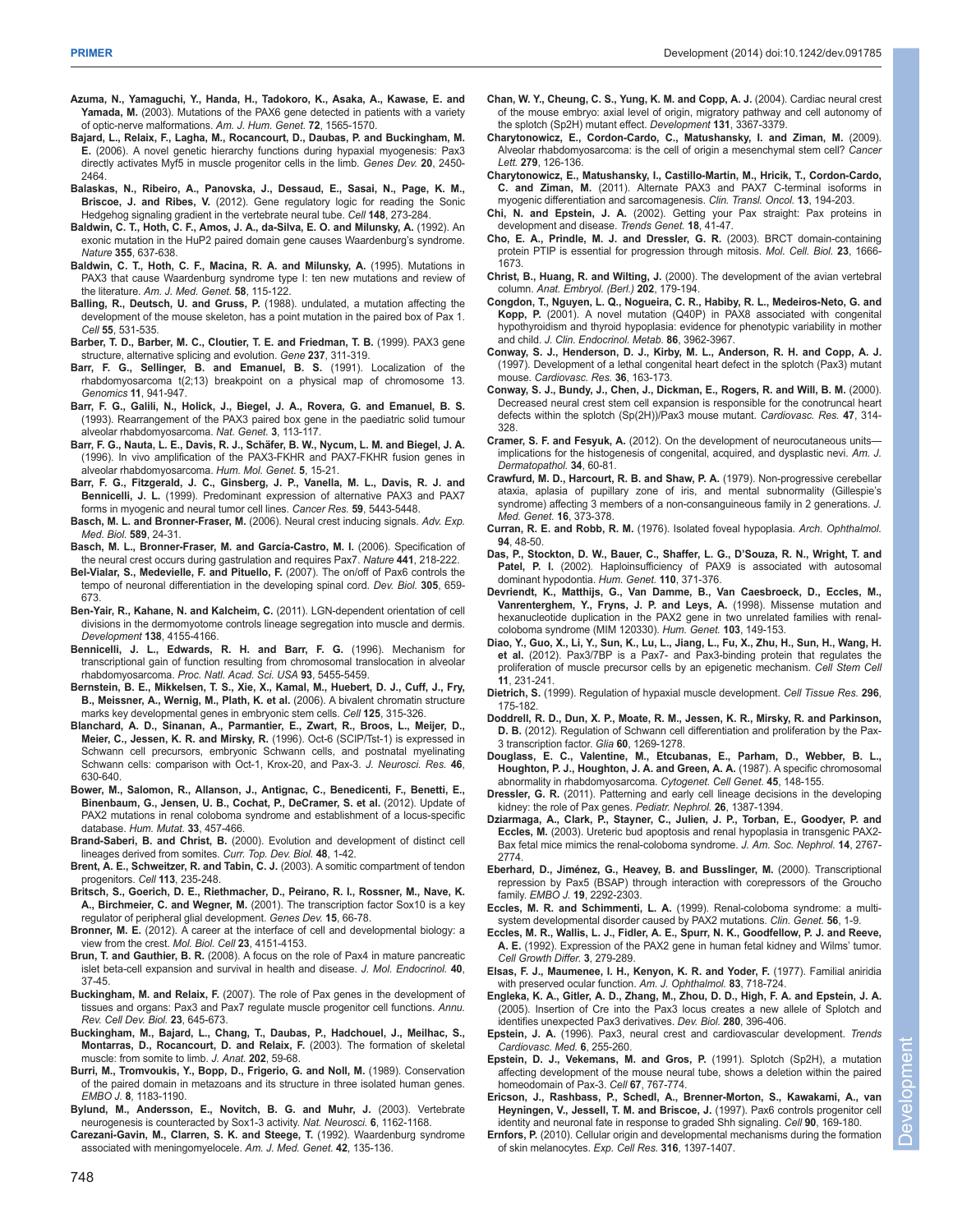**Azuma, N., Yamaguchi, Y., Handa, H., Tadokoro, K., Asaka, A., Kawase, E. and Yamada, M.** (2003). Mutations of the PAX6 gene detected in patients with a variety of optic-nerve malformations. *Am. J. Hum. Genet.* **72**, 1565-1570.

**Bajard, L., Relaix, F., Lagha, M., Rocancourt, D., Daubas, P. and Buckingham, M. E.** (2006). A novel genetic hierarchy functions during hypaxial myogenesis: Pax3 directly activates Myf5 in muscle progenitor cells in the limb. *Genes Dev.* **20**, 2450-2464.

**Balaskas, N., Ribeiro, A., Panovska, J., Dessaud, E., Sasai, N., Page, K. M., Briscoe, J. and Ribes, V.** (2012). Gene regulatory logic for reading the Sonic Hedgehog signaling gradient in the vertebrate neural tube. *Cell* **148**, 273-284.

**Baldwin, C. T., Hoth, C. F., Amos, J. A., da-Silva, E. O. and Milunsky, A.** (1992). An exonic mutation in the HuP2 paired domain gene causes Waardenburg's syndrome. *Nature* **355**, 637-638.

**Baldwin, C. T., Hoth, C. F., Macina, R. A. and Milunsky, A.** (1995). Mutations in PAX3 that cause Waardenburg syndrome type I: ten new mutations and review of the literature. *Am. J. Med. Genet.* **58**, 115-122.

**Balling, R., Deutsch, U. and Gruss, P.** (1988). undulated, a mutation affecting the development of the mouse skeleton, has a point mutation in the paired box of Pax 1. *Cell* **55**, 531-535.

**Barber, T. D., Barber, M. C., Cloutier, T. E. and Friedman, T. B.** (1999). PAX3 gene structure, alternative splicing and evolution. *Gene* **237**, 311-319.

**Barr, F. G., Sellinger, B. and Emanuel, B. S.** (1991). Localization of the rhabdomyosarcoma t(2;13) breakpoint on a physical map of chromosome 13. *Genomics* **11**, 941-947.

**Barr, F. G., Galili, N., Holick, J., Biegel, J. A., Rovera, G. and Emanuel, B. S.** (1993). Rearrangement of the PAX3 paired box gene in the paediatric solid tumour alveolar rhabdomyosarcoma. *Nat. Genet.* **3**, 113-117.

**Barr, F. G., Nauta, L. E., Davis, R. J., Schäfer, B. W., Nycum, L. M. and Biegel, J. A.** (1996). In vivo amplification of the PAX3-FKHR and PAX7-FKHR fusion genes in alveolar rhabdomyosarcoma. *Hum. Mol. Genet.* **5**, 15-21.

**Barr, F. G., Fitzgerald, J. C., Ginsberg, J. P., Vanella, M. L., Davis, R. J. and Bennicelli, J. L.** (1999). Predominant expression of alternative PAX3 and PAX7 forms in myogenic and neural tumor cell lines. *Cancer Res.* **59**, 5443-5448.

**Basch, M. L. and Bronner-Fraser, M.** (2006). Neural crest inducing signals. *Adv. Exp. Med. Biol.* **589**, 24-31.

**Basch, M. L., Bronner-Fraser, M. and García-Castro, M. I.** (2006). Specification of the neural crest occurs during gastrulation and requires Pax7. *Nature* **441**, 218-222.

**Bel-Vialar, S., Medevielle, F. and Pituello, F.** (2007). The on/off of Pax6 controls the tempo of neuronal differentiation in the developing spinal cord. *Dev. Biol.* **305**, 659-673.

**Ben-Yair, R., Kahane, N. and Kalcheim, C.** (2011). LGN-dependent orientation of cell divisions in the dermomyotome controls lineage segregation into muscle and dermis. *Development* **138**, 4155-4166.

**Bennicelli, J. L., Edwards, R. H. and Barr, F. G.** (1996). Mechanism for transcriptional gain of function resulting from chromosomal translocation in alveolar rhabdomyosarcoma. *Proc. Natl. Acad. Sci. USA* **93**, 5455-5459.

**Bernstein, B. E., Mikkelsen, T. S., Xie, X., Kamal, M., Huebert, D. J., Cuff, J., Fry, B., Meissner, A., Wernig, M., Plath, K. et al.** (2006). A bivalent chromatin structure marks key developmental genes in embryonic stem cells. *Cell* **125**, 315-326.

**Blanchard, A. D., Sinanan, A., Parmantier, E., Zwart, R., Broos, L., Meijer, D., Meier, C., Jessen, K. R. and Mirsky, R.** (1996). Oct-6 (SCIP/Tst-1) is expressed in Schwann cell precursors, embryonic Schwann cells, and postnatal myelinating Schwann cells: comparison with Oct-1, Krox-20, and Pax-3. *J. Neurosci. Res.* **46**, 630-640.

**Bower, M., Salomon, R., Allanson, J., Antignac, C., Benedicenti, F., Benetti, E., Binenbaum, G., Jensen, U. B., Cochat, P., DeCramer, S. et al.** (2012). Update of PAX2 mutations in renal coloboma syndrome and establishment of a locus-specific database. *Hum. Mutat.* **33**, 457-466.

**Brand-Saberi, B. and Christ, B.** (2000). Evolution and development of distinct cell lineages derived from somites. *Curr. Top. Dev. Biol.* **48**, 1-42.

**Brent, A. E., Schweitzer, R. and Tabin, C. J.** (2003). A somitic compartment of tendon progenitors. *Cell* **113**, 235-248.

**Britsch, S., Goerich, D. E., Riethmacher, D., Peirano, R. I., Rossner, M., Nave, K. A., Birchmeier, C. and Wegner, M.** (2001). The transcription factor Sox10 is a key regulator of peripheral glial development. *Genes Dev.* **15**, 66-78.

**Bronner, M. E.** (2012). A career at the interface of cell and developmental biology: a view from the crest. *Mol. Biol. Cell* **23**, 4151-4153.

**Brun, T. and Gauthier, B. R.** (2008). A focus on the role of Pax4 in mature pancreatic islet beta-cell expansion and survival in health and disease. *J. Mol. Endocrinol.* **40**, 37-45.

**Buckingham, M. and Relaix, F.** (2007). The role of Pax genes in the development of tissues and organs: Pax3 and Pax7 regulate muscle progenitor cell functions. *Annu. Rev. Cell Dev. Biol.* **23**, 645-673.

**Buckingham, M., Bajard, L., Chang, T., Daubas, P., Hadchouel, J., Meilhac, S., Montarras, D., Rocancourt, D. and Relaix, F.** (2003). The formation of skeletal muscle: from somite to limb. *J. Anat.* **202**, 59-68.

**Burri, M., Tromvoukis, Y., Bopp, D., Frigerio, G. and Noll, M.** (1989). Conservation of the paired domain in metazoans and its structure in three isolated human genes. *EMBO J.* **8**, 1183-1190.

**Bylund, M., Andersson, E., Novitch, B. G. and Muhr, J.** (2003). Vertebrate neurogenesis is counteracted by Sox1-3 activity. *Nat. Neurosci.* **6**, 1162-1168.

**Carezani-Gavin, M., Clarren, S. K. and Steege, T.** (1992). Waardenburg syndrome associated with meningomyelocele. *Am. J. Med. Genet.* **42**, 135-136.

**Chan, W. Y., Cheung, C. S., Yung, K. M. and Copp, A. J.** (2004). Cardiac neural crest of the mouse embryo: axial level of origin, migratory pathway and cell autonomy of the splotch (Sp2H) mutant effect. *Development* **131**, 3367-3379.

**Charytonowicz, E., Cordon-Cardo, C., Matushansky, I. and Ziman, M.** (2009). Alveolar rhabdomyosarcoma: is the cell of origin a mesenchymal stem cell? *Cancer Lett.* **279**, 126-136.

**Charytonowicz, E., Matushansky, I., Castillo-Martin, M., Hricik, T., Cordon-Cardo, C. and Ziman, M.** (2011). Alternate PAX3 and PAX7 C-terminal isoforms in myogenic differentiation and sarcomagenesis. *Clin. Transl. Oncol.* **13**, 194-203.

**Chi, N. and Epstein, J. A.** (2002). Getting your Pax straight: Pax proteins in development and disease. *Trends Genet.* **18**, 41-47.

**Cho, E. A., Prindle, M. J. and Dressler, G. R.** (2003). BRCT domain-containing protein PTIP is essential for progression through mitosis. *Mol. Cell. Biol.* **23**, 1666-1673.

**Christ, B., Huang, R. and Wilting, J.** (2000). The development of the avian vertebral column. *Anat. Embryol. (Berl.)* **202**, 179-194.

**Congdon, T., Nguyen, L. Q., Nogueira, C. R., Habiby, R. L., Medeiros-Neto, G. and Kopp, P.** (2001). A novel mutation (Q40P) in PAX8 associated with congenital hypothyroidism and thyroid hypoplasia: evidence for phenotypic variability in mother and child. *J. Clin. Endocrinol. Metab.* **86**, 3962-3967.

**Conway, S. J., Henderson, D. J., Kirby, M. L., Anderson, R. H. and Copp, A. J.** (1997). Development of a lethal congenital heart defect in the splotch (Pax3) mutant mouse. *Cardiovasc. Res.* **36**, 163-173.

**Conway, S. J., Bundy, J., Chen, J., Dickman, E., Rogers, R. and Will, B. M.** (2000). Decreased neural crest stem cell expansion is responsible for the conotruncal heart defects within the splotch (Sp(2H))/Pax3 mouse mutant. *Cardiovasc. Res.* **47**, 314-328.

**Cramer, S. F. and Fesyuk, A.** (2012). On the development of neurocutaneous units—implications for the histogenesis of congenital, acquired, and dysplastic nevi. *Am. J. Dermatopathol.* **34**, 60-81.

**Crawfurd, M. D., Harcourt, R. B. and Shaw, P. A.** (1979). Non-progressive cerebellar ataxia, aplasia of pupillary zone of iris, and mental subnormality (Gillespie's syndrome) affecting 3 members of a non-consanguineous family in 2 generations. *J. Med. Genet.* **16**, 373-378.

**Curran, R. E. and Robb, R. M.** (1976). Isolated foveal hypoplasia. *Arch. Ophthalmol.* **94**, 48-50.

**Das, P., Stockton, D. W., Bauer, C., Shaffer, L. G., D'Souza, R. N., Wright, T. and Patel, P. I.** (2002). Haploinsufficiency of PAX9 is associated with autosomal dominant hypodontia. *Hum. Genet.* **110**, 371-376.

**Devriendt, K., Matthijs, G., Van Damme, B., Van Caesbroeck, D., Eccles, M., Vanrenterghem, Y., Fryns, J. P. and Leys, A.** (1998). Missense mutation and hexanucleotide duplication in the PAX2 gene in two unrelated families with renal-coloboma syndrome (MIM 120330). *Hum. Genet.* **103**, 149-153.

**Diao, Y., Guo, X., Li, Y., Sun, K., Lu, L., Jiang, L., Fu, X., Zhu, H., Sun, H., Wang, H. et al.** (2012). Pax3/7BP is a Pax7- and Pax3-binding protein that regulates the proliferation of muscle precursor cells by an epigenetic mechanism. *Cell Stem Cell* **11**, 231-241.

**Dietrich, S.** (1999). Regulation of hypaxial muscle development. *Cell Tissue Res.* **296**, 175-182.

**Doddrell, R. D., Dun, X. P., Moate, R. M., Jessen, K. R., Mirsky, R. and Parkinson, D. B.** (2012). Regulation of Schwann cell differentiation and proliferation by the Pax-3 transcription factor. *Glia* **60**, 1269-1278.

**Douglass, E. C., Valentine, M., Etcubanas, E., Parham, D., Webber, B. L., Houghton, P. J., Houghton, J. A. and Green, A. A.** (1987). A specific chromosomal abnormality in rhabdomyosarcoma. *Cytogenet. Cell Genet.* **45**, 148-155.

**Dressler, G. R.** (2011). Patterning and early cell lineage decisions in the developing kidney: the role of Pax genes. *Pediatr. Nephrol.* **26**, 1387-1394.

**Dziarmaga, A., Clark, P., Stayner, C., Julien, J. P., Torban, E., Goodyer, P. and Eccles, M.** (2003). Ureteric bud apoptosis and renal hypoplasia in transgenic PAX2-Bax fetal mice mimics the renal-coloboma syndrome. *J. Am. Soc. Nephrol.* **14**, 2767-2774.

**Eberhard, D., Jiménez, G., Heavey, B. and Busslinger, M.** (2000). Transcriptional repression by Pax5 (BSAP) through interaction with corepressors of the Groucho family. *EMBO J.* **19**, 2292-2303.

**Eccles, M. R. and Schimmenti, L. A.** (1999). Renal-coloboma syndrome: a multi-system developmental disorder caused by PAX2 mutations. *Clin. Genet.* **56**, 1-9.

**Eccles, M. R., Wallis, L. J., Fidler, A. E., Spurr, N. K., Goodfellow, P. J. and Reeve, A. E.** (1992). Expression of the PAX2 gene in human fetal kidney and Wilms' tumor. *Cell Growth Differ.* **3**, 279-289.

**Elsas, F. J., Maumenee, I. H., Kenyon, K. R. and Yoder, F.** (1977). Familial aniridia with preserved ocular function. *Am. J. Ophthalmol.* **83**, 718-724.

**Engleka, K. A., Gitler, A. D., Zhang, M., Zhou, D. D., High, F. A. and Epstein, J. A.** (2005). Insertion of Cre into the Pax3 locus creates a new allele of Splotch and identifies unexpected Pax3 derivatives. *Dev. Biol.* **280**, 396-406.

**Epstein, J. A.** (1996). Pax3, neural crest and cardiovascular development. *Trends Cardiovasc. Med.* **6**, 255-260.

**Epstein, D. J., Vekemans, M. and Gros, P.** (1991). Splotch (Sp2H), a mutation affecting development of the mouse neural tube, shows a deletion within the paired homeodomain of Pax-3. *Cell* **67**, 767-774.

**Ericson, J., Rashbass, P., Schedl, A., Brenner-Morton, S., Kawakami, A., van Heyningen, V., Jessell, T. M. and Briscoe, J.** (1997). Pax6 controls progenitor cell identity and neuronal fate in response to graded Shh signaling. *Cell* **90**, 169-180.

**Ernfors, P.** (2010). Cellular origin and developmental mechanisms during the formation of skin melanocytes. *Exp. Cell Res.* **316**, 1397-1407.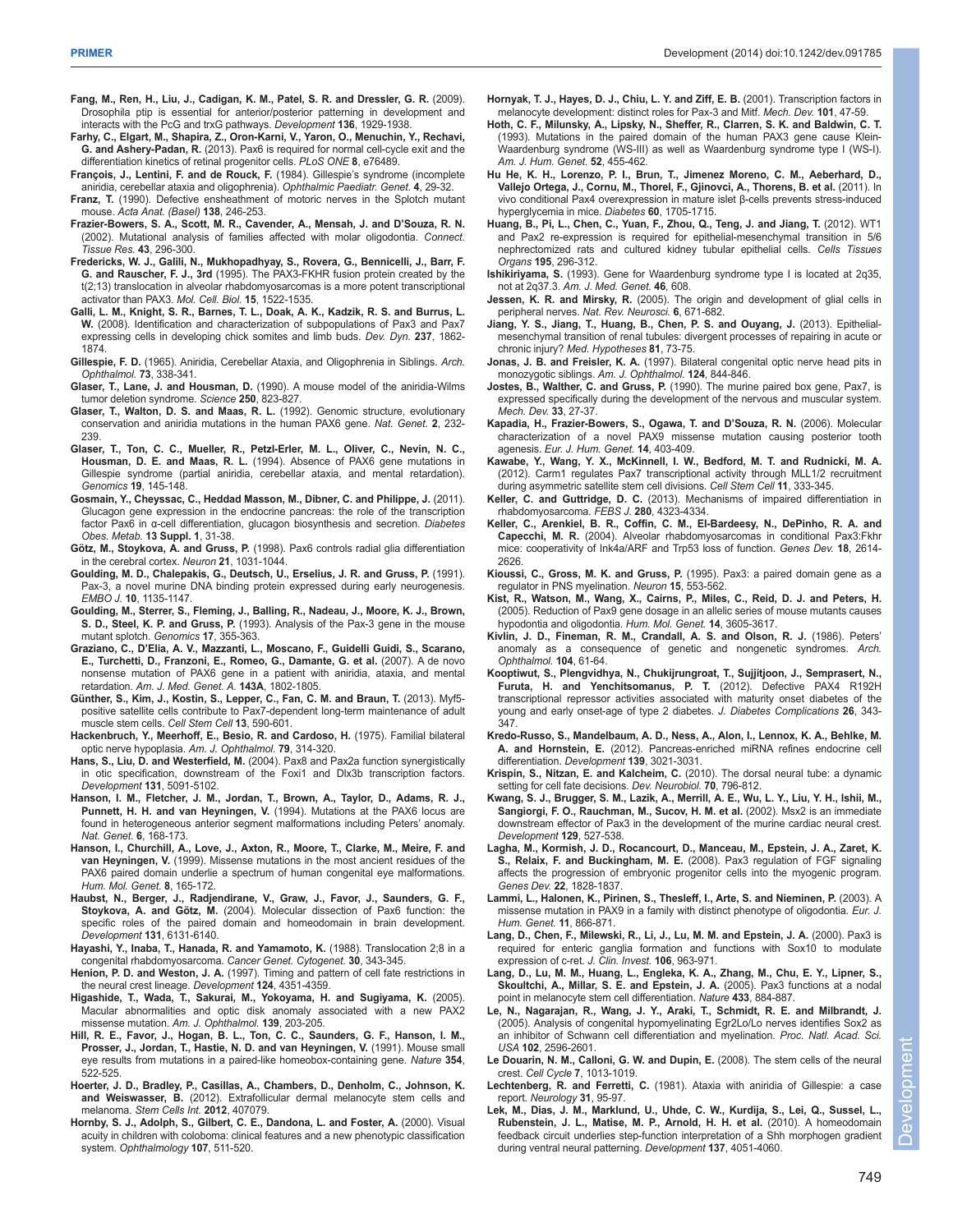**Fang, M., Ren, H., Liu, J., Cadigan, K. M., Patel, S. R. and Dressler, G. R.** (2009). Drosophila ptip is essential for anterior/posterior patterning in development and interacts with the PcG and trxG pathways. *Development* **136**, 1929-1938.

**Farhy, C., Elgart, M., Shapira, Z., Oron-Karni, V., Yaron, O., Menuchin, Y., Rechavi, G. and Ashery-Padan, R.** (2013). Pax6 is required for normal cell-cycle exit and the differentiation kinetics of retinal progenitor cells. *PLoS ONE* **8**, e76489.

**François, J., Lentini, F. and de Rouck, F.** (1984). Gillespie's syndrome (incomplete aniridia, cerebellar ataxia and oligophrenia). *Ophthalmic Paediatr. Genet.* **4**, 29-32.

**Franz, T.** (1990). Defective ensheathment of motoric nerves in the Splotch mutant mouse. *Acta Anat. (Basel)* **138**, 246-253.

**Frazier-Bowers, S. A., Scott, M. R., Cavender, A., Mensah, J. and D'Souza, R. N.** (2002). Mutational analysis of families affected with molar oligodontia. *Connect. Tissue Res.* **43**, 296-300.

**Fredericks, W. J., Galili, N., Mukhopadhyay, S., Rovera, G., Bennicelli, J., Barr, F. G. and Rauscher, F. J., 3rd** (1995). The PAX3-FKHR fusion protein created by the t(2;13) translocation in alveolar rhabdomyosarcomas is a more potent transcriptional activator than PAX3. *Mol. Cell. Biol.* **15**, 1522-1535.

**Galli, L. M., Knight, S. R., Barnes, T. L., Doak, A. K., Kadzik, R. S. and Burrus, L. W.** (2008). Identification and characterization of subpopulations of Pax3 and Pax7 expressing cells in developing chick somites and limb buds. *Dev. Dyn.* **237**, 1862-1874.

**Gillespie, F. D.** (1965). Aniridia, Cerebellar Ataxia, and Oligophrenia in Siblings. *Arch. Ophthalmol.* **73**, 338-341.

**Glaser, T., Lane, J. and Housman, D.** (1990). A mouse model of the aniridia-Wilms tumor deletion syndrome. *Science* **250**, 823-827.

**Glaser, T., Walton, D. S. and Maas, R. L.** (1992). Genomic structure, evolutionary conservation and aniridia mutations in the human PAX6 gene. *Nat. Genet.* **2**, 232-239.

**Glaser, T., Ton, C. C., Mueller, R., Petzl-Erler, M. L., Oliver, C., Nevin, N. C., Housman, D. E. and Maas, R. L.** (1994). Absence of PAX6 gene mutations in Gillespie syndrome (partial aniridia, cerebellar ataxia, and mental retardation). *Genomics* **19**, 145-148.

**Gosmain, Y., Cheyssac, C., Heddad Masson, M., Dibner, C. and Philippe, J.** (2011). Glucagon gene expression in the endocrine pancreas: the role of the transcription factor Pax6 in α-cell differentiation, glucagon biosynthesis and secretion. *Diabetes Obes. Metab.* **13 Suppl. 1**, 31-38.

**Götz, M., Stoykova, A. and Gruss, P.** (1998). Pax6 controls radial glia differentiation in the cerebral cortex. *Neuron* **21**, 1031-1044.

**Goulding, M. D., Chalepakis, G., Deutsch, U., Erselius, J. R. and Gruss, P.** (1991). Pax-3, a novel murine DNA binding protein expressed during early neurogenesis. *EMBO J.* **10**, 1135-1147.

**Goulding, M., Sterrer, S., Fleming, J., Balling, R., Nadeau, J., Moore, K. J., Brown, S. D., Steel, K. P. and Gruss, P.** (1993). Analysis of the Pax-3 gene in the mouse mutant splotch. *Genomics* **17**, 355-363.

**Graziano, C., D'Elia, A. V., Mazzanti, L., Moscano, F., Guidelli Guidi, S., Scarano, E., Turchetti, D., Franzoni, E., Romeo, G., Damante, G. et al.** (2007). A de novo nonsense mutation of PAX6 gene in a patient with aniridia, ataxia, and mental retardation. *Am. J. Med. Genet. A.* **143A**, 1802-1805.

**Günther, S., Kim, J., Kostin, S., Lepper, C., Fan, C. M. and Braun, T.** (2013). Myf5-positive satellite cells contribute to Pax7-dependent long-term maintenance of adult muscle stem cells. *Cell Stem Cell* **13**, 590-601.

**Hackenbruch, Y., Meerhoff, E., Besio, R. and Cardoso, H.** (1975). Familial bilateral optic nerve hypoplasia. *Am. J. Ophthalmol.* **79**, 314-320.

**Hans, S., Liu, D. and Westerfield, M.** (2004). Pax8 and Pax2a function synergistically in otic specification, downstream of the Foxi1 and Dlx3b transcription factors. *Development* **131**, 5091-5102.

**Hanson, I. M., Fletcher, J. M., Jordan, T., Brown, A., Taylor, D., Adams, R. J., Punnett, H. H. and van Heyningen, V.** (1994). Mutations at the PAX6 locus are found in heterogeneous anterior segment malformations including Peters' anomaly. *Nat. Genet.* **6**, 168-173.

**Hanson, I., Churchill, A., Love, J., Axton, R., Moore, T., Clarke, M., Meire, F. and van Heyningen, V.** (1999). Missense mutations in the most ancient residues of the PAX6 paired domain underlie a spectrum of human congenital eye malformations. *Hum. Mol. Genet.* **8**, 165-172.

**Haubst, N., Berger, J., Radjendirane, V., Graw, J., Favor, J., Saunders, G. F., Stoykova, A. and Götz, M.** (2004). Molecular dissection of Pax6 function: the specific roles of the paired domain and homeodomain in brain development. *Development* **131**, 6131-6140.

**Hayashi, Y., Inaba, T., Hanada, R. and Yamamoto, K.** (1988). Translocation 2;8 in a congenital rhabdomyosarcoma. *Cancer Genet. Cytogenet.* **30**, 343-345.

**Henion, P. D. and Weston, J. A.** (1997). Timing and pattern of cell fate restrictions in the neural crest lineage. *Development* **124**, 4351-4359.

**Higashide, T., Wada, T., Sakurai, M., Yokoyama, H. and Sugiyama, K.** (2005). Macular abnormalities and optic disk anomaly associated with a new PAX2 missense mutation. *Am. J. Ophthalmol.* **139**, 203-205.

**Hill, R. E., Favor, J., Hogan, B. L., Ton, C. C., Saunders, G. F., Hanson, I. M., Prosser, J., Jordan, T., Hastie, N. D. and van Heyningen, V.** (1991). Mouse small eye results from mutations in a paired-like homeobox-containing gene. *Nature* **354**, 522-525.

**Hoerter, J. D., Bradley, P., Casillas, A., Chambers, D., Denholm, C., Johnson, K. and Weiswasser, B.** (2012). Extrafollicular dermal melanocyte stem cells and melanoma. *Stem Cells Int.* **2012**, 407079.

**Hornby, S. J., Adolph, S., Gilbert, C. E., Dandona, L. and Foster, A.** (2000). Visual acuity in children with coloboma: clinical features and a new phenotypic classification system. *Ophthalmology* **107**, 511-520.

**Hornyak, T. J., Hayes, D. J., Chiu, L. Y. and Ziff, E. B.** (2001). Transcription factors in melanocyte development: distinct roles for Pax-3 and Mitf. *Mech. Dev.* **101**, 47-59.

**Hoth, C. F., Milunsky, A., Lipsky, N., Sheffer, R., Clarren, S. K. and Baldwin, C. T.** (1993). Mutations in the paired domain of the human PAX3 gene cause Klein-Waardenburg syndrome (WS-III) as well as Waardenburg syndrome type I (WS-I). *Am. J. Hum. Genet.* **52**, 455-462.

**Hu He, K. H., Lorenzo, P. I., Brun, T., Jimenez Moreno, C. M., Aeberhard, D., Vallejo Ortega, J., Cornu, M., Thorel, F., Gjinovci, A., Thorens, B. et al.** (2011). In vivo conditional Pax4 overexpression in mature islet β-cells prevents stress-induced hyperglycemia in mice. *Diabetes* **60**, 1705-1715.

**Huang, B., Pi, L., Chen, C., Yuan, F., Zhou, Q., Teng, J. and Jiang, T.** (2012). WT1 and Pax2 re-expression is required for epithelial-mesenchymal transition in 5/6 nephrectomized rats and cultured kidney tubular epithelial cells. *Cells Tissues Organs* **195**, 296-312.

**Ishikiriyama, S.** (1993). Gene for Waardenburg syndrome type I is located at 2q35, not at 2q37.3. *Am. J. Med. Genet.* **46**, 608.

**Jessen, K. R. and Mirsky, R.** (2005). The origin and development of glial cells in peripheral nerves. *Nat. Rev. Neurosci.* **6**, 671-682.

**Jiang, Y. S., Jiang, T., Huang, B., Chen, P. S. and Ouyang, J.** (2013). Epithelial-mesenchymal transition of renal tubules: divergent processes of repairing in acute or chronic injury? *Med. Hypotheses* **81**, 73-75.

**Jonas, J. B. and Freisler, K. A.** (1997). Bilateral congenital optic nerve head pits in monozygotic siblings. *Am. J. Ophthalmol.* **124**, 844-846.

**Jostes, B., Walther, C. and Gruss, P.** (1990). The murine paired box gene, Pax7, is expressed specifically during the development of the nervous and muscular system. *Mech. Dev.* **33**, 27-37.

**Kapadia, H., Frazier-Bowers, S., Ogawa, T. and D'Souza, R. N.** (2006). Molecular characterization of a novel PAX9 missense mutation causing posterior tooth agenesis. *Eur. J. Hum. Genet.* **14**, 403-409.

**Kawabe, Y., Wang, Y. X., McKinnell, I. W., Bedford, M. T. and Rudnicki, M. A.** (2012). Carm1 regulates Pax7 transcriptional activity through MLL1/2 recruitment during asymmetric satellite stem cell divisions. *Cell Stem Cell* **11**, 333-345.

**Keller, C. and Guttridge, D. C.** (2013). Mechanisms of impaired differentiation in rhabdomyosarcoma. *FEBS J.* **280**, 4323-4334.

**Keller, C., Arenkiel, B. R., Coffin, C. M., El-Bardeesy, N., DePinho, R. A. and Capecchi, M. R.** (2004). Alveolar rhabdomyosarcomas in conditional Pax3:Fkhr mice: cooperativity of Ink4a/ARF and Trp53 loss of function. *Genes Dev.* **18**, 2614-2626.

**Kioussi, C., Gross, M. K. and Gruss, P.** (1995). Pax3: a paired domain gene as a regulator in PNS myelination. *Neuron* **15**, 553-562.

**Kist, R., Watson, M., Wang, X., Cairns, P., Miles, C., Reid, D. J. and Peters, H.** (2005). Reduction of Pax9 gene dosage in an allelic series of mouse mutants causes hypodontia and oligodontia. *Hum. Mol. Genet.* **14**, 3605-3617.

**Kivlin, J. D., Fineman, R. M., Crandall, A. S. and Olson, R. J.** (1986). Peters' anomaly as a consequence of genetic and nongenetic syndromes. *Arch. Ophthalmol.* **104**, 61-64.

**Kooptiwut, S., Plengvidhya, N., Chukijrungroat, T., Sujjitjoon, J., Semprasert, N., Furuta, H. and Yenchitsomanus, P. T.** (2012). Defective PAX4 R192H transcriptional repressor activities associated with maturity onset diabetes of the young and early onset-age of type 2 diabetes. *J. Diabetes Complications* **26**, 343-347.

**Kredo-Russo, S., Mandelbaum, A. D., Ness, A., Alon, I., Lennox, K. A., Behlke, M. A. and Hornstein, E.** (2012). Pancreas-enriched miRNA refines endocrine cell differentiation. *Development* **139**, 3021-3031.

**Krispin, S., Nitzan, E. and Kalcheim, C.** (2010). The dorsal neural tube: a dynamic setting for cell fate decisions. *Dev. Neurobiol.* **70**, 796-812.

**Kwang, S. J., Brugger, S. M., Lazik, A., Merrill, A. E., Wu, L. Y., Liu, Y. H., Ishii, M., Sangiorgi, F. O., Rauchman, M., Sucov, H. M. et al.** (2002). Msx2 is an immediate downstream effector of Pax3 in the development of the murine cardiac neural crest. *Development* **129**, 527-538.

**Lagha, M., Kormish, J. D., Rocancourt, D., Manceau, M., Epstein, J. A., Zaret, K. S., Relaix, F. and Buckingham, M. E.** (2008). Pax3 regulation of FGF signaling affects the progression of embryonic progenitor cells into the myogenic program. *Genes Dev.* **22**, 1828-1837.

**Lammi, L., Halonen, K., Pirinen, S., Thesleff, I., Arte, S. and Nieminen, P.** (2003). A missense mutation in PAX9 in a family with distinct phenotype of oligodontia. *Eur. J. Hum. Genet.* **11**, 866-871.

**Lang, D., Chen, F., Milewski, R., Li, J., Lu, M. M. and Epstein, J. A.** (2000). Pax3 is required for enteric ganglia formation and functions with Sox10 to modulate expression of c-ret. *J. Clin. Invest.* **106**, 963-971.

**Lang, D., Lu, M. M., Huang, L., Engleka, K. A., Zhang, M., Chu, E. Y., Lipner, S., Skoultchi, A., Millar, S. E. and Epstein, J. A.** (2005). Pax3 functions at a nodal point in melanocyte stem cell differentiation. *Nature* **433**, 884-887.

**Le, N., Nagarajan, R., Wang, J. Y., Araki, T., Schmidt, R. E. and Milbrandt, J.** (2005). Analysis of congenital hypomyelinating Egr2Lo/Lo nerves identifies Sox2 as an inhibitor of Schwann cell differentiation and myelination. *Proc. Natl. Acad. Sci. USA* **102**, 2596-2601.

**Le Douarin, N. M., Calloni, G. W. and Dupin, E.** (2008). The stem cells of the neural crest. *Cell Cycle* **7**, 1013-1019.

**Lechtenberg, R. and Ferretti, C.** (1981). Ataxia with aniridia of Gillespie: a case report. *Neurology* **31**, 95-97.

**Lek, M., Dias, J. M., Marklund, U., Uhde, C. W., Kurdija, S., Lei, Q., Sussel, L., Rubenstein, J. L., Matise, M. P., Arnold, H. H. et al.** (2010). A homeodomain feedback circuit underlies step-function interpretation of a Shh morphogen gradient during ventral neural patterning. *Development* **137**, 4051-4060.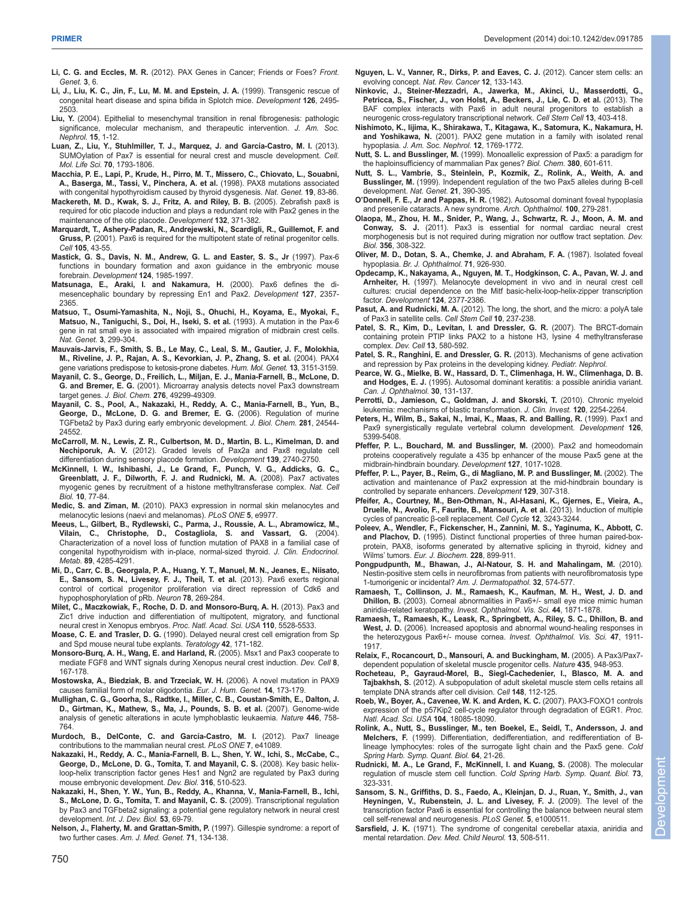**Li, C. G. and Eccles, M. R.** (2012). PAX Genes in Cancer; Friends or Foes? *Front. Genet.* **3**, 6.

**Li, J., Liu, K. C., Jin, F., Lu, M. M. and Epstein, J. A.** (1999). Transgenic rescue of congenital heart disease and spina bifida in Splotch mice. *Development* **126**, 2495-2503.

**Liu, Y.** (2004). Epithelial to mesenchymal transition in renal fibrogenesis: pathologic significance, molecular mechanism, and therapeutic intervention. *J. Am. Soc. Nephrol.* **15**, 1-12.

**Luan, Z., Liu, Y., Stuhlmiller, T. J., Marquez, J. and García-Castro, M. I.** (2013). SUMOylation of Pax7 is essential for neural crest and muscle development. *Cell. Mol. Life Sci.* **70**, 1793-1806.

**Macchia, P. E., Lapi, P., Krude, H., Pirro, M. T., Missero, C., Chiovato, L., Souabni, A., Baserga, M., Tassi, V., Pinchera, A. et al.** (1998). PAX8 mutations associated with congenital hypothyroidism caused by thyroid dysgenesis. *Nat. Genet.* **19**, 83-86.

**Mackereth, M. D., Kwak, S. J., Fritz, A. and Riley, B. B.** (2005). Zebrafish pax8 is required for otic placode induction and plays a redundant role with Pax2 genes in the maintenance of the otic placode. *Development* **132**, 371-382.

**Marquardt, T., Ashery-Padan, R., Andrejewski, N., Scardigli, R., Guillemot, F. and Gruss, P.** (2001). Pax6 is required for the multipotent state of retinal progenitor cells. *Cell* **105**, 43-55.

**Mastick, G. S., Davis, N. M., Andrew, G. L. and Easter, S. S., Jr** (1997). Pax-6 functions in boundary formation and axon guidance in the embryonic mouse forebrain. *Development* **124**, 1985-1997.

**Matsunaga, E., Araki, I. and Nakamura, H.** (2000). Pax6 defines the di-mesencephalic boundary by repressing En1 and Pax2. *Development* **127**, 2357-2365.

**Matsuo, T., Osumi-Yamashita, N., Noji, S., Ohuchi, H., Koyama, E., Myokai, F., Matsuo, N., Taniguchi, S., Doi, H., Iseki, S. et al.** (1993). A mutation in the Pax-6 gene in rat small eye is associated with impaired migration of midbrain crest cells. *Nat. Genet.* **3**, 299-304.

**Mauvais-Jarvis, F., Smith, S. B., Le May, C., Leal, S. M., Gautier, J. F., Molokhia, M., Riveline, J. P., Rajan, A. S., Kevorkian, J. P., Zhang, S. et al.** (2004). PAX4 gene variations predispose to ketosis-prone diabetes. *Hum. Mol. Genet.* **13**, 3151-3159.

**Mayanil, C. S., George, D., Freilich, L., Miljan, E. J., Mania-Farnell, B., McLone, D. G. and Bremer, E. G.** (2001). Microarray analysis detects novel Pax3 downstream target genes. *J. Biol. Chem.* **276**, 49299-49309.

**Mayanil, C. S., Pool, A., Nakazaki, H., Reddy, A. C., Mania-Farnell, B., Yun, B., George, D., McLone, D. G. and Bremer, E. G.** (2006). Regulation of murine TGFbeta2 by Pax3 during early embryonic development. *J. Biol. Chem.* **281**, 24544-24552.

**McCarroll, M. N., Lewis, Z. R., Culbertson, M. D., Martin, B. L., Kimelman, D. and Nechiporuk, A. V.** (2012). Graded levels of Pax2a and Pax8 regulate cell differentiation during sensory placode formation. *Development* **139**, 2740-2750.

**McKinnell, I. W., Ishibashi, J., Le Grand, F., Punch, V. G., Addicks, G. C., Greenblatt, J. F., Dilworth, F. J. and Rudnicki, M. A.** (2008). Pax7 activates myogenic genes by recruitment of a histone methyltransferase complex. *Nat. Cell Biol.* **10**, 77-84.

**Medic, S. and Ziman, M.** (2010). PAX3 expression in normal skin melanocytes and melanocytic lesions (naevi and melanomas). *PLoS ONE* **5**, e9977.

**Meeus, L., Gilbert, B., Rydlewski, C., Parma, J., Roussie, A. L., Abramowicz, M., Vilain, C., Christophe, D., Costagliola, S. and Vassart, G.** (2004). Characterization of a novel loss of function mutation of PAX8 in a familial case of congenital hypothyroidism with in-place, normal-sized thyroid. *J. Clin. Endocrinol. Metab.* **89**, 4285-4291.

**Mi, D., Carr, C. B., Georgala, P. A., Huang, Y. T., Manuel, M. N., Jeanes, E., Niisato, E., Sansom, S. N., Livesey, F. J., Theil, T. et al.** (2013). Pax6 exerts regional control of cortical progenitor proliferation via direct repression of Cdk6 and hypophosphorylation of pRb. *Neuron* **78**, 269-284.

**Milet, C., Maczkowiak, F., Roche, D. D. and Monsoro-Burq, A. H.** (2013). Pax3 and Zic1 drive induction and differentiation of multipotent, migratory, and functional neural crest in Xenopus embryos. *Proc. Natl. Acad. Sci. USA* **110**, 5528-5533.

**Moase, C. E. and Trasler, D. G.** (1990). Delayed neural crest cell emigration from Sp and Spd mouse neural tube explants. *Teratology* **42**, 171-182.

**Monsoro-Burq, A. H., Wang, E. and Harland, R.** (2005). Msx1 and Pax3 cooperate to mediate FGF8 and WNT signals during Xenopus neural crest induction. *Dev. Cell* **8**, 167-178.

**Mostowska, A., Biedziak, B. and Trzeciak, W. H.** (2006). A novel mutation in PAX9 causes familial form of molar oligodontia. *Eur. J. Hum. Genet.* **14**, 173-179.

**Mullighan, C. G., Goorha, S., Radtke, I., Miller, C. B., Coustan-Smith, E., Dalton, J. D., Girtman, K., Mathew, S., Ma, J., Pounds, S. B. et al.** (2007). Genome-wide analysis of genetic alterations in acute lymphoblastic leukaemia. *Nature* **446**, 758-764.

**Murdoch, B., DelConte, C. and García-Castro, M. I.** (2012). Pax7 lineage contributions to the mammalian neural crest. *PLoS ONE* **7**, e41089.

**Nakazaki, H., Reddy, A. C., Mania-Farnell, B. L., Shen, Y. W., Ichi, S., McCabe, C., George, D., McLone, D. G., Tomita, T. and Mayanil, C. S.** (2008). Key basic helix-loop-helix transcription factor genes Hes1 and Ngn2 are regulated by Pax3 during mouse embryonic development. *Dev. Biol.* **316**, 510-523.

**Nakazaki, H., Shen, Y. W., Yun, B., Reddy, A., Khanna, V., Mania-Farnell, B., Ichi, S., McLone, D. G., Tomita, T. and Mayanil, C. S.** (2009). Transcriptional regulation by Pax3 and TGFbeta2 signaling: a potential gene regulatory network in neural crest development. *Int. J. Dev. Biol.* **53**, 69-79.

**Nelson, J., Flaherty, M. and Grattan-Smith, P.** (1997). Gillespie syndrome: a report of two further cases. *Am. J. Med. Genet.* **71**, 134-138.

**Nguyen, L. V., Vanner, R., Dirks, P. and Eaves, C. J.** (2012). Cancer stem cells: an evolving concept. *Nat. Rev. Cancer* **12**, 133-143.

**Ninkovic, J., Steiner-Mezzadri, A., Jawerka, M., Akinci, U., Masserdotti, G., Petricca, S., Fischer, J., von Holst, A., Beckers, J., Lie, C. D. et al.** (2013). The BAF complex interacts with Pax6 in adult neural progenitors to establish a neurogenic cross-regulatory transcriptional network. *Cell Stem Cell* **13**, 403-418.

**Nishimoto, K., Iijima, K., Shirakawa, T., Kitagawa, K., Satomura, K., Nakamura, H. and Yoshikawa, N.** (2001). PAX2 gene mutation in a family with isolated renal hypoplasia. *J. Am. Soc. Nephrol.* **12**, 1769-1772.

**Nutt, S. L. and Busslinger, M.** (1999). Monoallelic expression of Pax5: a paradigm for the haploinsufficiency of mammalian Pax genes? *Biol. Chem.* **380**, 601-611.

**Nutt, S. L., Vambrie, S., Steinlein, P., Kozmik, Z., Rolink, A., Weith, A. and Busslinger, M.** (1999). Independent regulation of the two Pax5 alleles during B-cell development. *Nat. Genet.* **21**, 390-395.

**O'Donnell, F. E., Jr and Pappas, H. R.** (1982). Autosomal dominant foveal hypoplasia and presenile cataracts. A new syndrome. *Arch. Ophthalmol.* **100**, 279-281.

**Olaopa, M., Zhou, H. M., Snider, P., Wang, J., Schwartz, R. J., Moon, A. M. and Conway, S. J.** (2011). Pax3 is essential for normal cardiac neural crest morphogenesis but is not required during migration nor outflow tract septation. *Dev. Biol.* **356**, 308-322.

**Oliver, M. D., Dotan, S. A., Chemke, J. and Abraham, F. A.** (1987). Isolated foveal hypoplasia. *Br. J. Ophthalmol.* **71**, 926-930.

**Opdecamp, K., Nakayama, A., Nguyen, M. T., Hodgkinson, C. A., Pavan, W. J. and Arnheiter, H.** (1997). Melanocyte development in vivo and in neural crest cell cultures: crucial dependence on the Mitf basic-helix-loop-helix-zipper transcription factor. *Development* **124**, 2377-2386.

**Pasut, A. and Rudnicki, M. A.** (2012). The long, the short, and the micro: a polyA tale of Pax3 in satellite cells. *Cell Stem Cell* **10**, 237-238.

**Patel, S. R., Kim, D., Levitan, I. and Dressler, G. R.** (2007). The BRCT-domain containing protein PTIP links PAX2 to a histone H3, lysine 4 methyltransferase complex. *Dev. Cell* **13**, 580-592.

**Patel, S. R., Ranghini, E. and Dressler, G. R.** (2013). Mechanisms of gene activation and repression by Pax proteins in the developing kidney. *Pediatr. Nephrol.*

**Pearce, W. G., Mielke, B. W., Hassard, D. T., Climenhaga, H. W., Climenhaga, D. B. and Hodges, E. J.** (1995). Autosomal dominant keratitis: a possible aniridia variant. *Can. J. Ophthalmol.* **30**, 131-137.

**Perrotti, D., Jamieson, C., Goldman, J. and Skorski, T.** (2010). Chronic myeloid leukemia: mechanisms of blastic transformation. *J. Clin. Invest.* **120**, 2254-2264.

**Peters, H., Wilm, B., Sakai, N., Imai, K., Maas, R. and Balling, R.** (1999). Pax1 and Pax9 synergistically regulate vertebral column development. *Development* **126**, 5399-5408.

**Pfeffer, P. L., Bouchard, M. and Busslinger, M.** (2000). Pax2 and homeodomain proteins cooperatively regulate a 435 bp enhancer of the mouse Pax5 gene at the midbrain-hindbrain boundary. *Development* **127**, 1017-1028.

**Pfeffer, P. L., Payer, B., Reim, G., di Magliano, M. P. and Busslinger, M.** (2002). The activation and maintenance of Pax2 expression at the mid-hindbrain boundary is controlled by separate enhancers. *Development* **129**, 307-318.

**Pfeifer, A., Courtney, M., Ben-Othman, N., Al-Hasani, K., Gjernes, E., Vieira, A., Druelle, N., Avolio, F., Faurite, B., Mansouri, A. et al.** (2013). Induction of multiple cycles of pancreatic β-cell replacement. *Cell Cycle* **12**, 3243-3244.

**Poleev, A., Wendler, F., Fickenscher, H., Zannini, M. S., Yaginuma, K., Abbott, C. and Plachov, D.** (1995). Distinct functional properties of three human paired-box-protein, PAX8, isoforms generated by alternative splicing in thyroid, kidney and Wilms' tumors. *Eur. J. Biochem.* **228**, 899-911.

**Pongpudpunth, M., Bhawan, J., Al-Natour, S. H. and Mahalingam, M.** (2010). Nestin-positive stem cells in neurofibromas from patients with neurofibromatosis type 1-tumorigenic or incidental? *Am. J. Dermatopathol.* **32**, 574-577.

**Ramaesh, T., Collinson, J. M., Ramaesh, K., Kaufman, M. H., West, J. D. and Dhillon, B.** (2003). Corneal abnormalities in Pax6+/- small eye mice mimic human aniridia-related keratopathy. *Invest. Ophthalmol. Vis. Sci.* **44**, 1871-1878.

**Ramaesh, T., Ramaesh, K., Leask, R., Springbett, A., Riley, S. C., Dhillon, B. and West, J. D.** (2006). Increased apoptosis and abnormal wound-healing responses in the heterozygous Pax6+/- mouse cornea. *Invest. Ophthalmol. Vis. Sci.* **47**, 1911-1917.

**Relaix, F., Rocancourt, D., Mansouri, A. and Buckingham, M.** (2005). A Pax3/Pax7-dependent population of skeletal muscle progenitor cells. *Nature* **435**, 948-953.

**Rocheteau, P., Gayraud-Morel, B., Siegl-Cachedenier, I., Blasco, M. A. and Tajbakhsh, S.** (2012). A subpopulation of adult skeletal muscle stem cells retains all template DNA strands after cell division. *Cell* **148**, 112-125.

**Roeb, W., Boyer, A., Cavenee, W. K. and Arden, K. C.** (2007). PAX3-FOXO1 controls expression of the p57Kip2 cell-cycle regulator through degradation of EGR1. *Proc. Natl. Acad. Sci. USA* **104**, 18085-18090.

**Rolink, A., Nutt, S., Busslinger, M., ten Boekel, E., Seidl, T., Andersson, J. and Melchers, F.** (1999). Differentiation, dedifferentiation, and redifferentiation of B-lineage lymphocytes: roles of the surrogate light chain and the Pax5 gene. *Cold Spring Harb. Symp. Quant. Biol.* **64**, 21-26.

**Rudnicki, M. A., Le Grand, F., McKinnell, I. and Kuang, S.** (2008). The molecular regulation of muscle stem cell function. *Cold Spring Harb. Symp. Quant. Biol.* **73**, 323-331.

**Sansom, S. N., Griffiths, D. S., Faedo, A., Kleinjan, D. J., Ruan, Y., Smith, J., van Heyningen, V., Rubenstein, J. L. and Livesey, F. J.** (2009). The level of the transcription factor Pax6 is essential for controlling the balance between neural stem cell self-renewal and neurogenesis. *PLoS Genet.* **5**, e1000511.

**Sarsfield, J. K.** (1971). The syndrome of congenital cerebellar ataxia, aniridia and mental retardation. *Dev. Med. Child Neurol.* **13**, 508-511.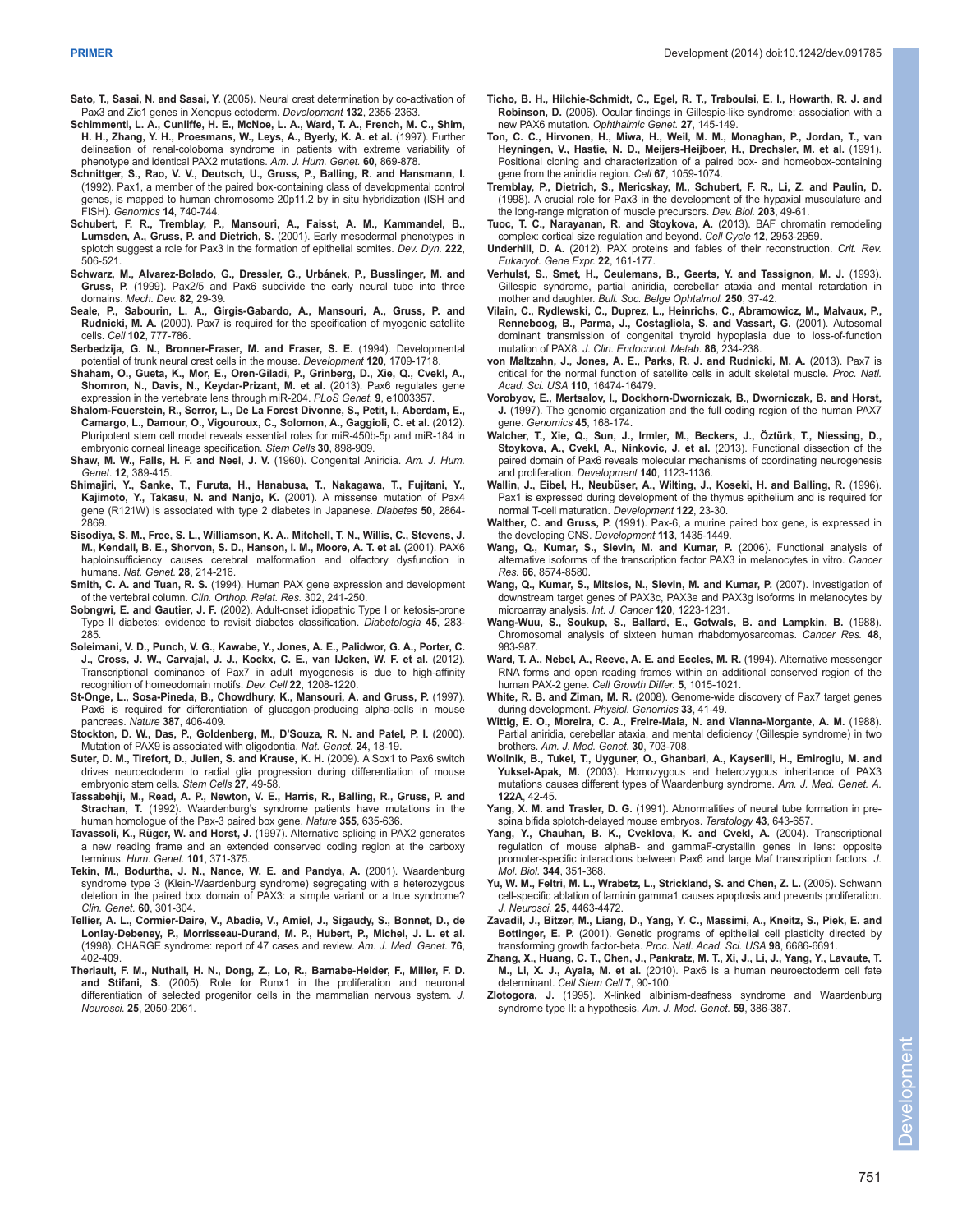**Sato, T., Sasai, N. and Sasai, Y.** (2005). Neural crest determination by co-activation of Pax3 and Zic1 genes in Xenopus ectoderm. *Development* **132**, 2355-2363.

**Schimmenti, L. A., Cunliffe, H. E., McNoe, L. A., Ward, T. A., French, M. C., Shim, H. H., Zhang, Y. H., Proesmans, W., Leys, A., Byerly, K. A. et al.** (1997). Further delineation of renal-coloboma syndrome in patients with extreme variability of phenotype and identical PAX2 mutations. *Am. J. Hum. Genet.* **60**, 869-878.

**Schnittger, S., Rao, V. V., Deutsch, U., Gruss, P., Balling, R. and Hansmann, I.** (1992). Pax1, a member of the paired box-containing class of developmental control genes, is mapped to human chromosome 20p11.2 by in situ hybridization (ISH and FISH). *Genomics* **14**, 740-744.

**Schubert, F. R., Tremblay, P., Mansouri, A., Faisst, A. M., Kammandel, B., Lumsden, A., Gruss, P. and Dietrich, S.** (2001). Early mesodermal phenotypes in splotch suggest a role for Pax3 in the formation of epithelial somites. *Dev. Dyn.* **222**, 506-521.

**Schwarz, M., Alvarez-Bolado, G., Dressler, G., Urbánek, P., Busslinger, M. and Gruss, P.** (1999). Pax2/5 and Pax6 subdivide the early neural tube into three domains. *Mech. Dev.* **82**, 29-39.

**Seale, P., Sabourin, L. A., Girgis-Gabardo, A., Mansouri, A., Gruss, P. and Rudnicki, M. A.** (2000). Pax7 is required for the specification of myogenic satellite cells. *Cell* **102**, 777-786.

**Serbedzija, G. N., Bronner-Fraser, M. and Fraser, S. E.** (1994). Developmental potential of trunk neural crest cells in the mouse. *Development* **120**, 1709-1718.

**Shaham, O., Gueta, K., Mor, E., Oren-Giladi, P., Grinberg, D., Xie, Q., Cvekl, A., Shomron, N., Davis, N., Keydar-Prizant, M. et al.** (2013). Pax6 regulates gene expression in the vertebrate lens through miR-204. *PLoS Genet.* **9**, e1003357.

**Shalom-Feuerstein, R., Serror, L., De La Forest Divonne, S., Petit, I., Aberdam, E., Camargo, L., Damour, O., Vigouroux, C., Solomon, A., Gaggioli, C. et al.** (2012). Pluripotent stem cell model reveals essential roles for miR-450b-5p and miR-184 in embryonic corneal lineage specification. *Stem Cells* **30**, 898-909.

**Shaw, M. W., Falls, H. F. and Neel, J. V.** (1960). Congenital Aniridia. *Am. J. Hum. Genet.* **12**, 389-415.

**Shimajiri, Y., Sanke, T., Furuta, H., Hanabusa, T., Nakagawa, T., Fujitani, Y., Kajimoto, Y., Takasu, N. and Nanjo, K.** (2001). A missense mutation of Pax4 gene (R121W) is associated with type 2 diabetes in Japanese. *Diabetes* **50**, 2864-2869.

**Sisodiya, S. M., Free, S. L., Williamson, K. A., Mitchell, T. N., Willis, C., Stevens, J. M., Kendall, B. E., Shorvon, S. D., Hanson, I. M., Moore, A. T. et al.** (2001). PAX6 haploinsufficiency causes cerebral malformation and olfactory dysfunction in humans. *Nat. Genet.* **28**, 214-216.

**Smith, C. A. and Tuan, R. S.** (1994). Human PAX gene expression and development of the vertebral column. *Clin. Orthop. Relat. Res.* 302, 241-250.

**Sobngwi, E. and Gautier, J. F.** (2002). Adult-onset idiopathic Type I or ketosis-prone Type II diabetes: evidence to revisit diabetes classification. *Diabetologia* **45**, 283-285.

**Soleimani, V. D., Punch, V. G., Kawabe, Y., Jones, A. E., Palidwor, G. A., Porter, C. J., Cross, J. W., Carvajal, J. J., Kockx, C. E., van IJcken, W. F. et al.** (2012). Transcriptional dominance of Pax7 in adult myogenesis is due to high-affinity recognition of homeodomain motifs. *Dev. Cell* **22**, 1208-1220.

**St-Onge, L., Sosa-Pineda, B., Chowdhury, K., Mansouri, A. and Gruss, P.** (1997). Pax6 is required for differentiation of glucagon-producing alpha-cells in mouse pancreas. *Nature* **387**, 406-409.

**Stockton, D. W., Das, P., Goldenberg, M., D'Souza, R. N. and Patel, P. I.** (2000). Mutation of PAX9 is associated with oligodontia. *Nat. Genet.* **24**, 18-19.

**Suter, D. M., Tirefort, D., Julien, S. and Krause, K. H.** (2009). A Sox1 to Pax6 switch drives neuroectoderm to radial glia progression during differentiation of mouse embryonic stem cells. *Stem Cells* **27**, 49-58.

**Tassabehji, M., Read, A. P., Newton, V. E., Harris, R., Balling, R., Gruss, P. and Strachan, T.** (1992). Waardenburg's syndrome patients have mutations in the human homologue of the Pax-3 paired box gene. *Nature* **355**, 635-636.

**Tavassoli, K., Rüger, W. and Horst, J.** (1997). Alternative splicing in PAX2 generates a new reading frame and an extended conserved coding region at the carboxy terminus. *Hum. Genet.* **101**, 371-375.

**Tekin, M., Bodurtha, J. N., Nance, W. E. and Pandya, A.** (2001). Waardenburg syndrome type 3 (Klein-Waardenburg syndrome) segregating with a heterozygous deletion in the paired box domain of PAX3: a simple variant or a true syndrome? *Clin. Genet.* **60**, 301-304.

**Tellier, A. L., Cormier-Daire, V., Abadie, V., Amiel, J., Sigaudy, S., Bonnet, D., de Lonlay-Debeney, P., Morrisseau-Durand, M. P., Hubert, P., Michel, J. L. et al.** (1998). CHARGE syndrome: report of 47 cases and review. *Am. J. Med. Genet.* **76**, 402-409.

**Theriault, F. M., Nuthall, H. N., Dong, Z., Lo, R., Barnabe-Heider, F., Miller, F. D. and Stifani, S.** (2005). Role for Runx1 in the proliferation and neuronal differentiation of selected progenitor cells in the mammalian nervous system. *J. Neurosci.* **25**, 2050-2061.

**Ticho, B. H., Hilchie-Schmidt, C., Egel, R. T., Traboulsi, E. I., Howarth, R. J. and Robinson, D.** (2006). Ocular findings in Gillespie-like syndrome: association with a new PAX6 mutation. *Ophthalmic Genet.* **27**, 145-149.

**Ton, C. C., Hirvonen, H., Miwa, H., Weil, M. M., Monaghan, P., Jordan, T., van Heyningen, V., Hastie, N. D., Meijers-Heijboer, H., Drechsler, M. et al.** (1991). Positional cloning and characterization of a paired box- and homeobox-containing gene from the aniridia region. *Cell* **67**, 1059-1074.

**Tremblay, P., Dietrich, S., Mericskay, M., Schubert, F. R., Li, Z. and Paulin, D.** (1998). A crucial role for Pax3 in the development of the hypaxial musculature and the long-range migration of muscle precursors. *Dev. Biol.* **203**, 49-61.

**Tuoc, T. C., Narayanan, R. and Stoykova, A.** (2013). BAF chromatin remodeling complex: cortical size regulation and beyond. *Cell Cycle* **12**, 2953-2959.

**Underhill, D. A.** (2012). PAX proteins and fables of their reconstruction. *Crit. Rev. Eukaryot. Gene Expr.* **22**, 161-177.

**Verhulst, S., Smet, H., Ceulemans, B., Geerts, Y. and Tassignon, M. J.** (1993). Gillespie syndrome, partial aniridia, cerebellar ataxia and mental retardation in mother and daughter. *Bull. Soc. Belge Ophtalmol.* **250**, 37-42.

**Vilain, C., Rydlewski, C., Duprez, L., Heinrichs, C., Abramowicz, M., Malvaux, P., Renneboog, B., Parma, J., Costagliola, S. and Vassart, G.** (2001). Autosomal dominant transmission of congenital thyroid hypoplasia due to loss-of-function mutation of PAX8. *J. Clin. Endocrinol. Metab.* **86**, 234-238.

**von Maltzahn, J., Jones, A. E., Parks, R. J. and Rudnicki, M. A.** (2013). Pax7 is critical for the normal function of satellite cells in adult skeletal muscle. *Proc. Natl. Acad. Sci. USA* **110**, 16474-16479.

**Vorobyov, E., Mertsalov, I., Dockhorn-Dworniczak, B., Dworniczak, B. and Horst, J.** (1997). The genomic organization and the full coding region of the human PAX7 gene. *Genomics* **45**, 168-174.

**Walcher, T., Xie, Q., Sun, J., Irmler, M., Beckers, J., Öztürk, T., Niessing, D., Stoykova, A., Cvekl, A., Ninkovic, J. et al.** (2013). Functional dissection of the paired domain of Pax6 reveals molecular mechanisms of coordinating neurogenesis and proliferation. *Development* **140**, 1123-1136.

**Wallin, J., Eibel, H., Neubüser, A., Wilting, J., Koseki, H. and Balling, R.** (1996). Pax1 is expressed during development of the thymus epithelium and is required for normal T-cell maturation. *Development* **122**, 23-30.

**Walther, C. and Gruss, P.** (1991). Pax-6, a murine paired box gene, is expressed in the developing CNS. *Development* **113**, 1435-1449.

**Wang, Q., Kumar, S., Slevin, M. and Kumar, P.** (2006). Functional analysis of alternative isoforms of the transcription factor PAX3 in melanocytes in vitro. *Cancer Res.* **66**, 8574-8580.

**Wang, Q., Kumar, S., Mitsios, N., Slevin, M. and Kumar, P.** (2007). Investigation of downstream target genes of PAX3c, PAX3e and PAX3g isoforms in melanocytes by microarray analysis. *Int. J. Cancer* **120**, 1223-1231.

**Wang-Wuu, S., Soukup, S., Ballard, E., Gotwals, B. and Lampkin, B.** (1988). Chromosomal analysis of sixteen human rhabdomyosarcomas. *Cancer Res.* **48**, 983-987.

**Ward, T. A., Nebel, A., Reeve, A. E. and Eccles, M. R.** (1994). Alternative messenger RNA forms and open reading frames within an additional conserved region of the human PAX-2 gene. *Cell Growth Differ.* **5**, 1015-1021.

**White, R. B. and Ziman, M. R.** (2008). Genome-wide discovery of Pax7 target genes during development. *Physiol. Genomics* **33**, 41-49.

**Wittig, E. O., Moreira, C. A., Freire-Maia, N. and Vianna-Morgante, A. M.** (1988). Partial aniridia, cerebellar ataxia, and mental deficiency (Gillespie syndrome) in two brothers. *Am. J. Med. Genet.* **30**, 703-708.

**Wollnik, B., Tukel, T., Uyguner, O., Ghanbari, A., Kayserili, H., Emiroglu, M. and Yuksel-Apak, M.** (2003). Homozygous and heterozygous inheritance of PAX3 mutations causes different types of Waardenburg syndrome. *Am. J. Med. Genet. A.* **122A**, 42-45.

**Yang, X. M. and Trasler, D. G.** (1991). Abnormalities of neural tube formation in pre-spina bifida splotch-delayed mouse embryos. *Teratology* **43**, 643-657.

**Yang, Y., Chauhan, B. K., Cveklova, K. and Cvekl, A.** (2004). Transcriptional regulation of mouse alphaB- and gammaF-crystallin genes in lens: opposite promoter-specific interactions between Pax6 and large Maf transcription factors. *J. Mol. Biol.* **344**, 351-368.

**Yu, W. M., Feltri, M. L., Wrabetz, L., Strickland, S. and Chen, Z. L.** (2005). Schwann cell-specific ablation of laminin gamma1 causes apoptosis and prevents proliferation. *J. Neurosci.* **25**, 4463-4472.

**Zavadil, J., Bitzer, M., Liang, D., Yang, Y. C., Massimi, A., Kneitz, S., Piek, E. and Bottinger, E. P.** (2001). Genetic programs of epithelial cell plasticity directed by transforming growth factor-beta. *Proc. Natl. Acad. Sci. USA* **98**, 6686-6691.

**Zhang, X., Huang, C. T., Chen, J., Pankratz, M. T., Xi, J., Li, J., Yang, Y., Lavaute, T. M., Li, X. J., Ayala, M. et al.** (2010). Pax6 is a human neuroectoderm cell fate determinant. *Cell Stem Cell* **7**, 90-100.

**Zlotogora, J.** (1995). X-linked albinism-deafness syndrome and Waardenburg syndrome type II: a hypothesis. *Am. J. Med. Genet.* **59**, 386-387.